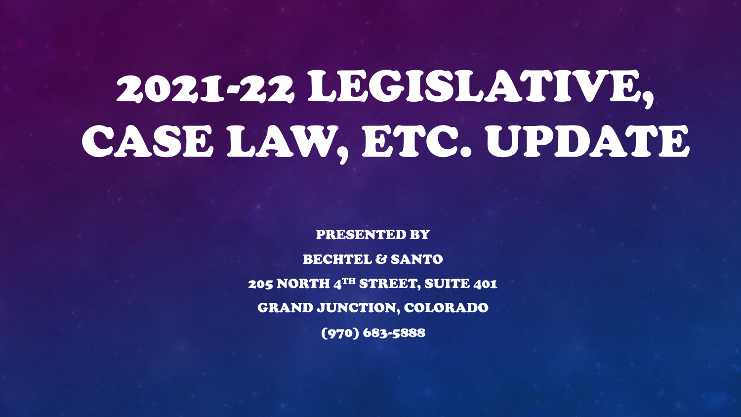# 2021-22 LEGISLATIVE, CASE LAW, ETC. UPDATE

PRESENTED BY

BECHTEL & SANTO

205 NORTH 4TH STREET, SUITE 401

GRAND JUNCTION, COLORADO

(970) 683-5888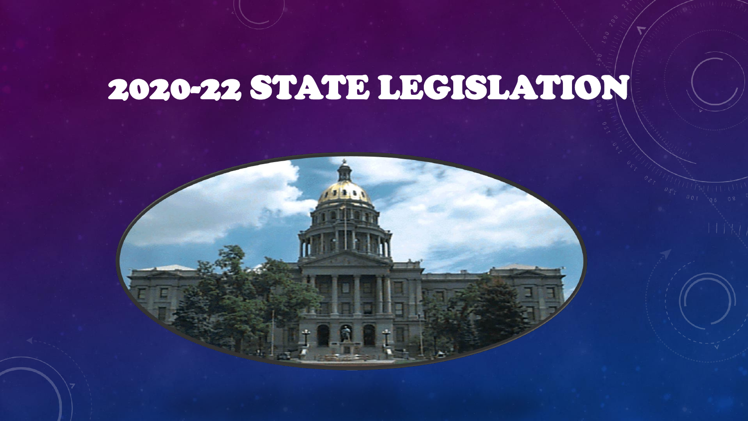# 2020-22 STATE LEGISLATION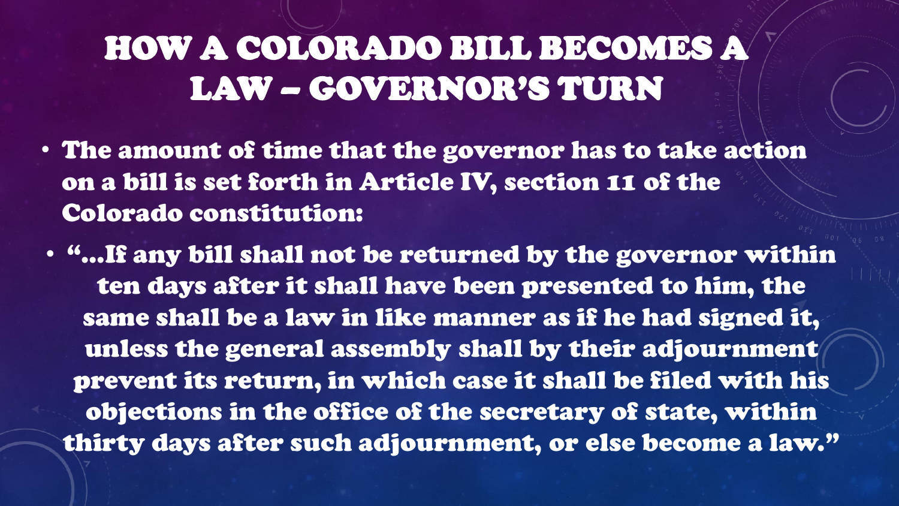# HOW A COLORADO BILL BECOMES A LAW – GOVERNOR'S TURN

- The amount of time that the governor has to take action on a bill is set forth in Article IV, section 11 of the Colorado constitution:
- "…If any bill shall not be returned by the governor within ten days after it shall have been presented to him, the same shall be a law in like manner as if he had signed it, unless the general assembly shall by their adjournment prevent its return, in which case it shall be filed with his objections in the office of the secretary of state, within thirty days after such adjournment, or else become a law."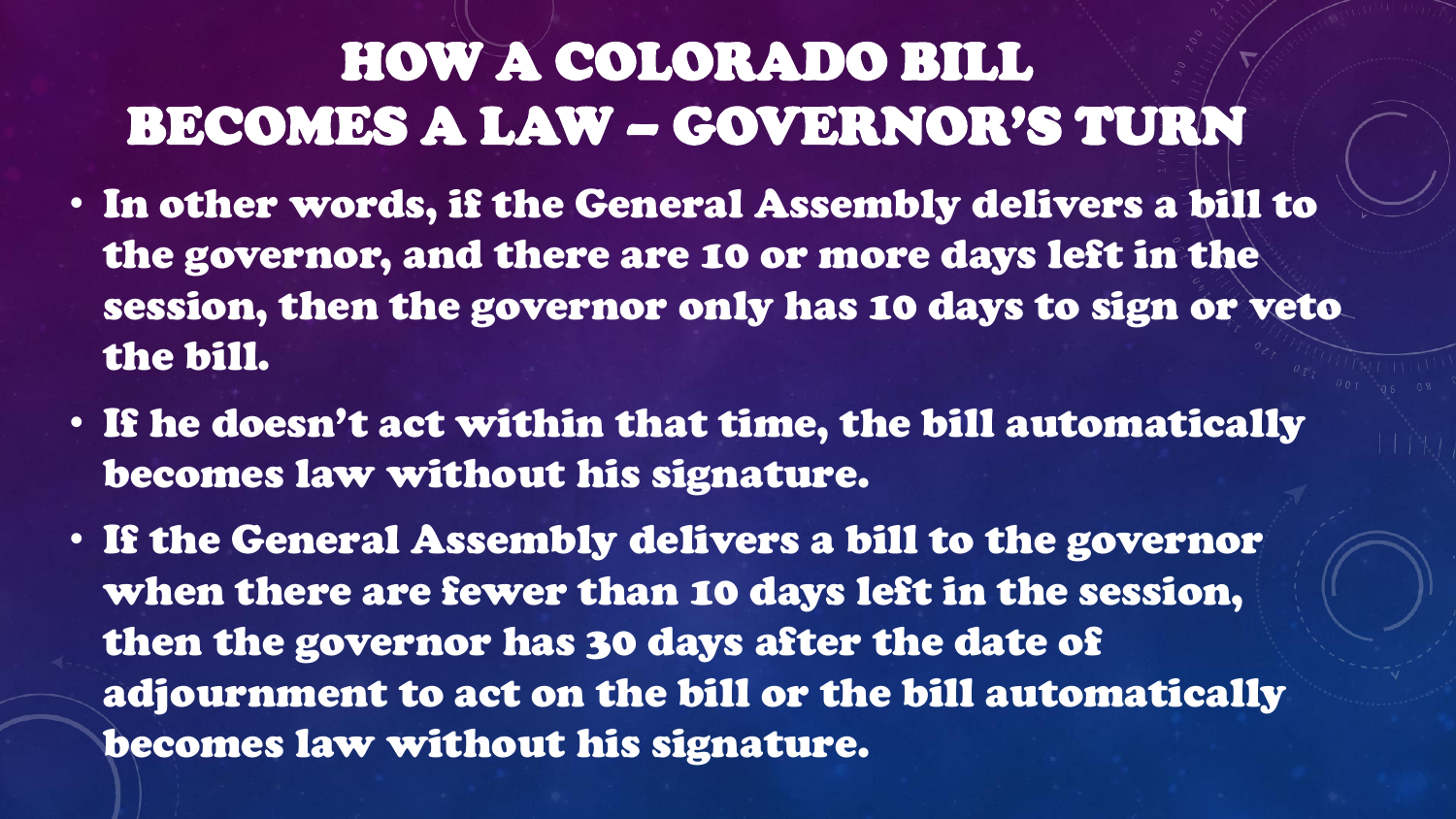# HOW A COLORADO BILL BECOMES A LAW – GOVERNOR'S TURN

- In other words, if the General Assembly delivers a bill to the governor, and there are 10 or more days left in the session, then the governor only has 10 days to sign or veto the bill.
- If he doesn't act within that time, the bill automatically becomes law without his signature.
- If the General Assembly delivers a bill to the governor when there are fewer than 10 days left in the session, then the governor has 30 days after the date of adjournment to act on the bill or the bill automatically becomes law without his signature.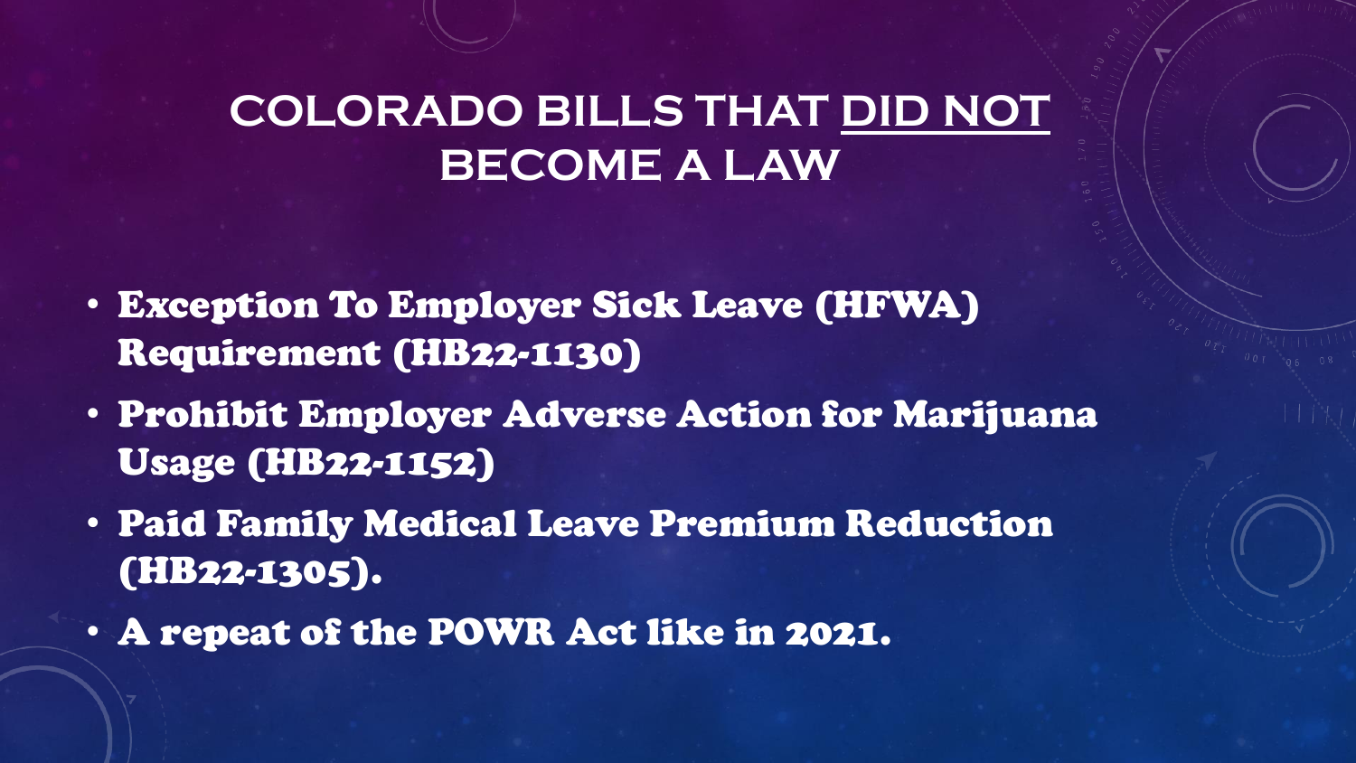# COLORADO BILLS THAT DID NOT BECOME A LAW

- **Exception To Employer Sick Leave (HFWA) Requirement (HB22-1130)**
- **Prohibit Employer Adverse Action for Marijuana Usage (HB22-1152)**
- **Paid Family Medical Leave Premium Reduction (HB22-1305).**
- **A repeat of the POWR Act like in 2021.**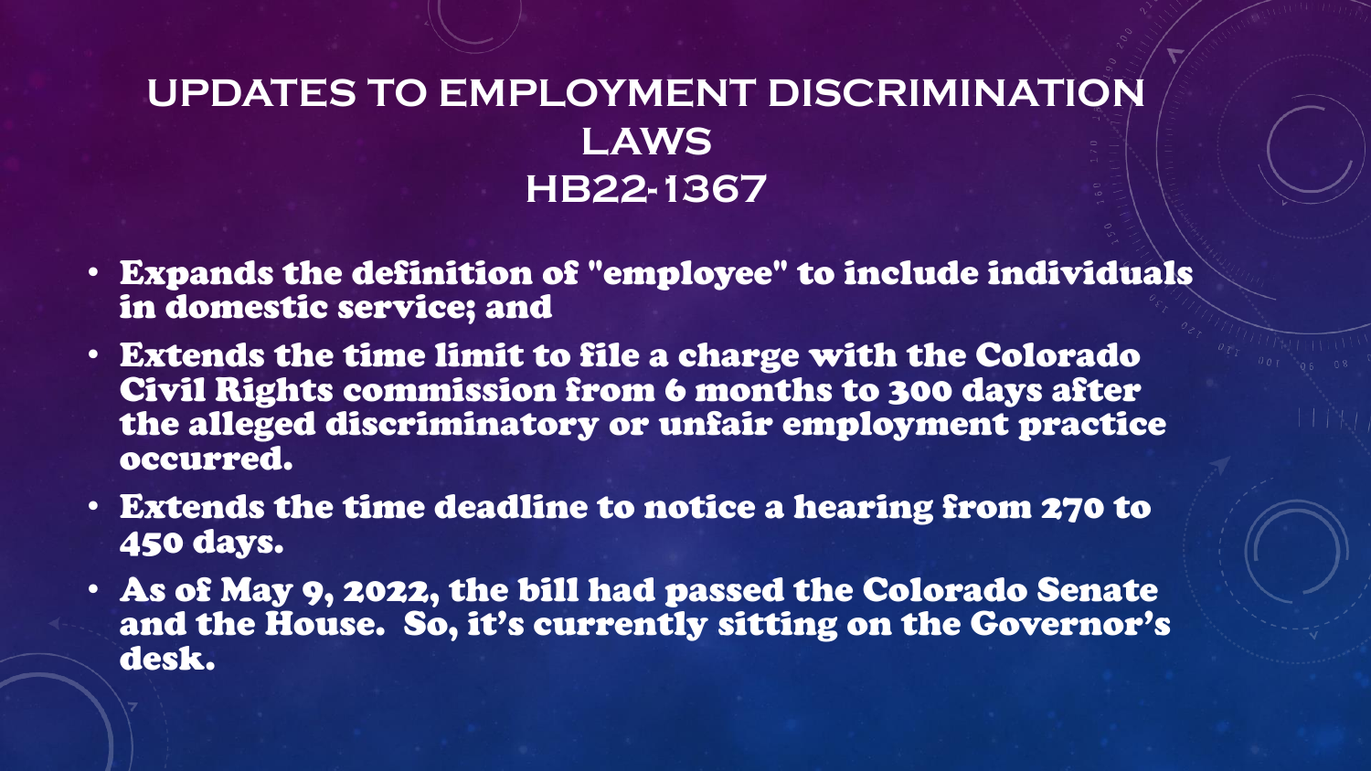# UPDATES TO EMPLOYMENT DISCRIMINATION LAWS HB22-1367

- Expands the definition of "employee" to include individuals in domestic service; and
- Extends the time limit to file a charge with the Colorado Civil Rights commission from 6 months to 300 days after the alleged discriminatory or unfair employment practice occurred.
- Extends the time deadline to notice a hearing from 270 to 450 days.
- As of May 9, 2022, the bill had passed the Colorado Senate and the House. So, it's currently sitting on the Governor's desk.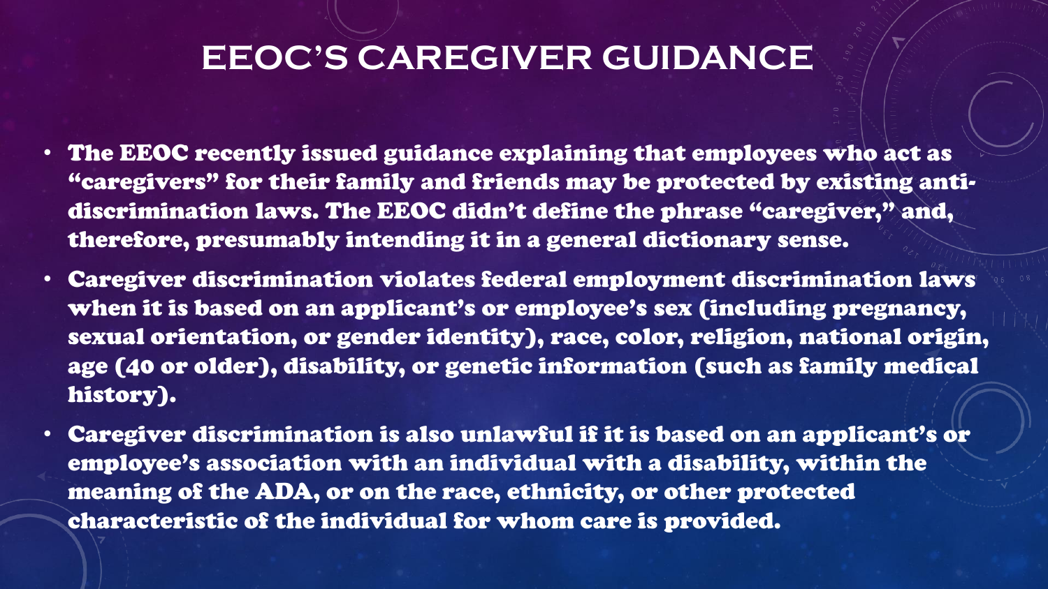# EEOC'S CAREGIVER GUIDANCE

- The EEOC recently issued guidance explaining that employees who act as "caregivers" for their family and friends may be protected by existing anti-discrimination laws. The EEOC didn't define the phrase "caregiver," and, therefore, presumably intending it in a general dictionary sense.
- Caregiver discrimination violates federal employment discrimination laws when it is based on an applicant's or employee's sex (including pregnancy, sexual orientation, or gender identity), race, color, religion, national origin, age (40 or older), disability, or genetic information (such as family medical history).
- Caregiver discrimination is also unlawful if it is based on an applicant's or employee's association with an individual with a disability, within the meaning of the ADA, or on the race, ethnicity, or other protected characteristic of the individual for whom care is provided.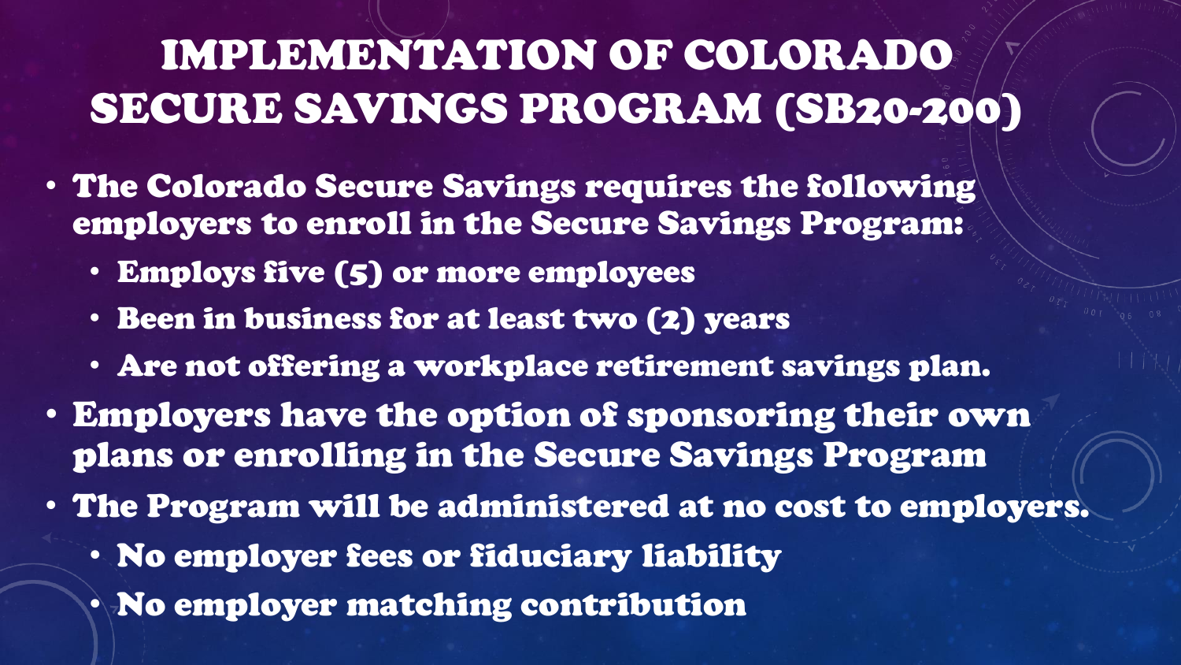# IMPLEMENTATION OF COLORADO SECURE SAVINGS PROGRAM (SB20-200)

- The Colorado Secure Savings requires the following employers to enroll in the Secure Savings Program:
  - Employs five (5) or more employees
  - Been in business for at least two (2) years
  - Are not offering a workplace retirement savings plan.
- Employers have the option of sponsoring their own plans or enrolling in the Secure Savings Program
- The Program will be administered at no cost to employers.
  - No employer fees or fiduciary liability
  - No employer matching contribution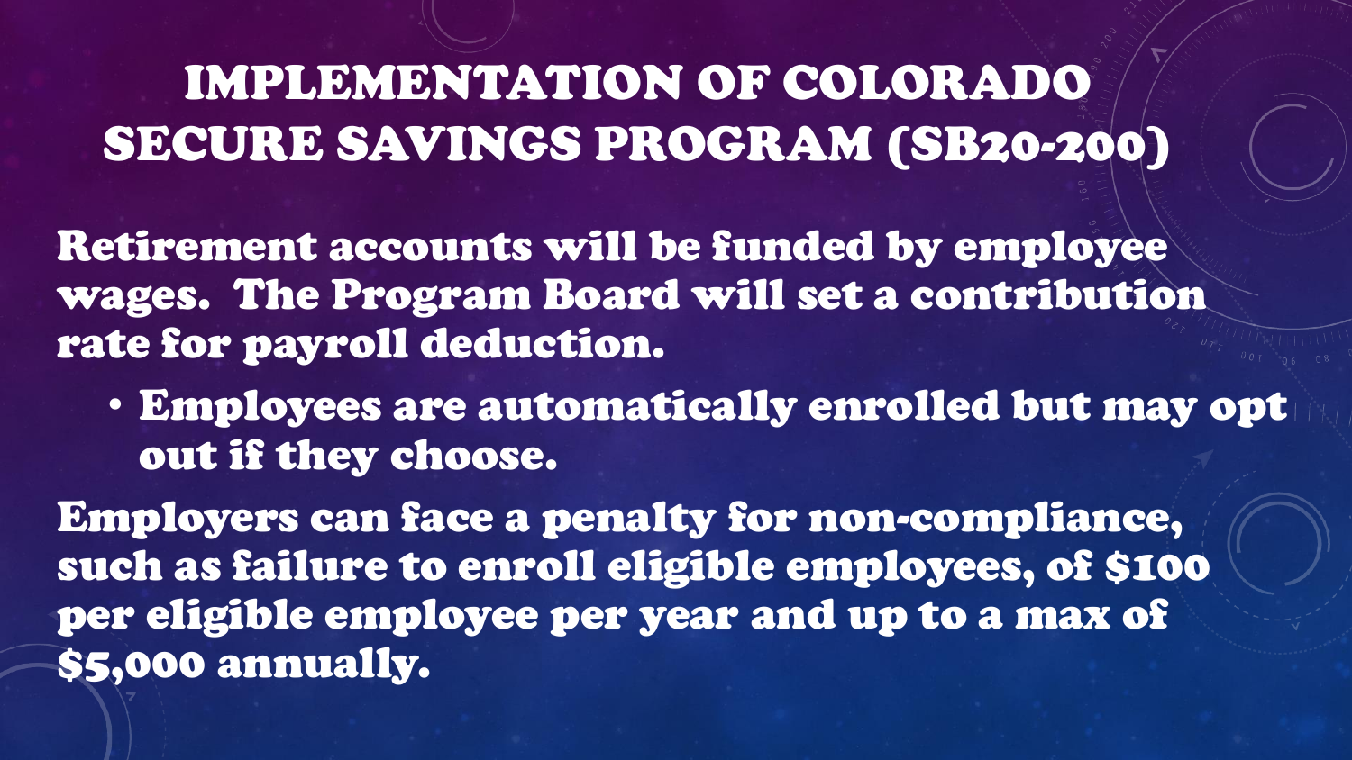# IMPLEMENTATION OF COLORADO SECURE SAVINGS PROGRAM (SB20-200)

Retirement accounts will be funded by employee wages. The Program Board will set a contribution rate for payroll deduction.

- Employees are automatically enrolled but may opt out if they choose.

Employers can face a penalty for non-compliance, such as failure to enroll eligible employees, of $100 per eligible employee per year and up to a max of $5,000 annually.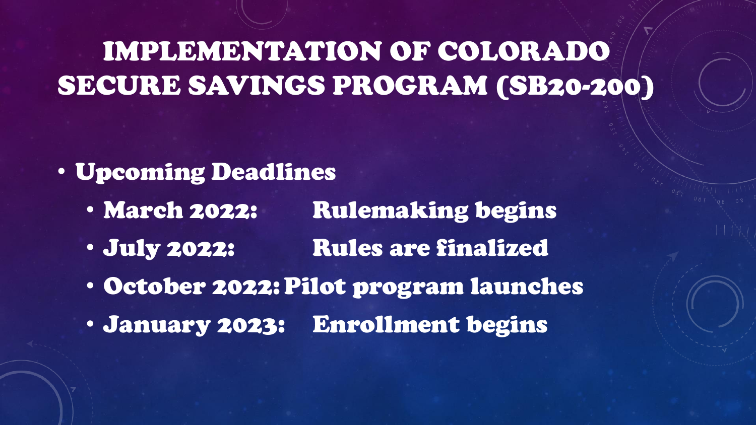# IMPLEMENTATION OF COLORADO SECURE SAVINGS PROGRAM (SB20-200)

- Upcoming Deadlines
  - March 2022: Rulemaking begins
  - July 2022: Rules are finalized
  - October 2022: Pilot program launches
  - January 2023: Enrollment begins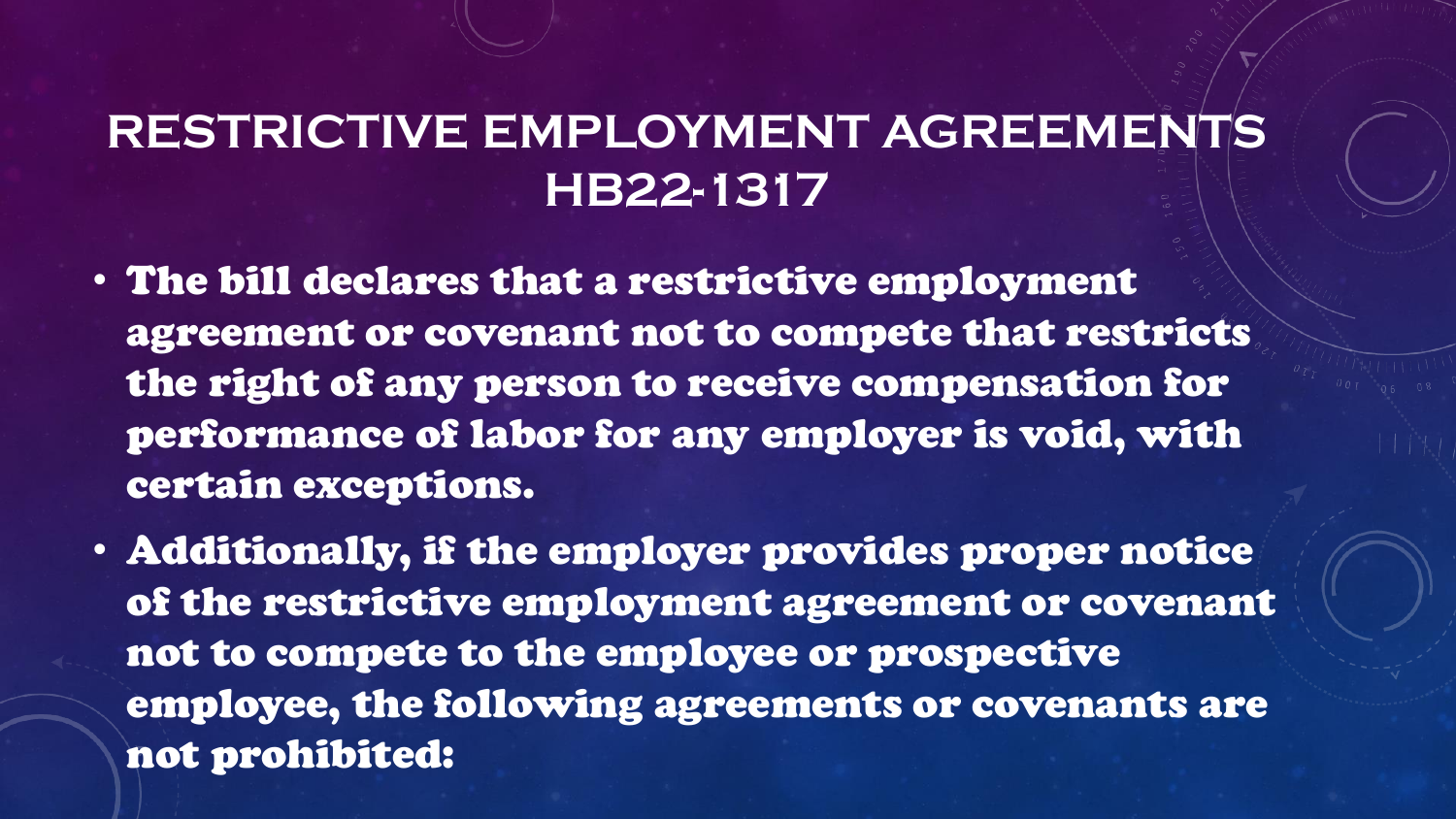# RESTRICTIVE EMPLOYMENT AGREEMENTS HB22-1317

- The bill declares that a restrictive employment agreement or covenant not to compete that restricts the right of any person to receive compensation for performance of labor for any employer is void, with certain exceptions.
- Additionally, if the employer provides proper notice of the restrictive employment agreement or covenant not to compete to the employee or prospective employee, the following agreements or covenants are not prohibited: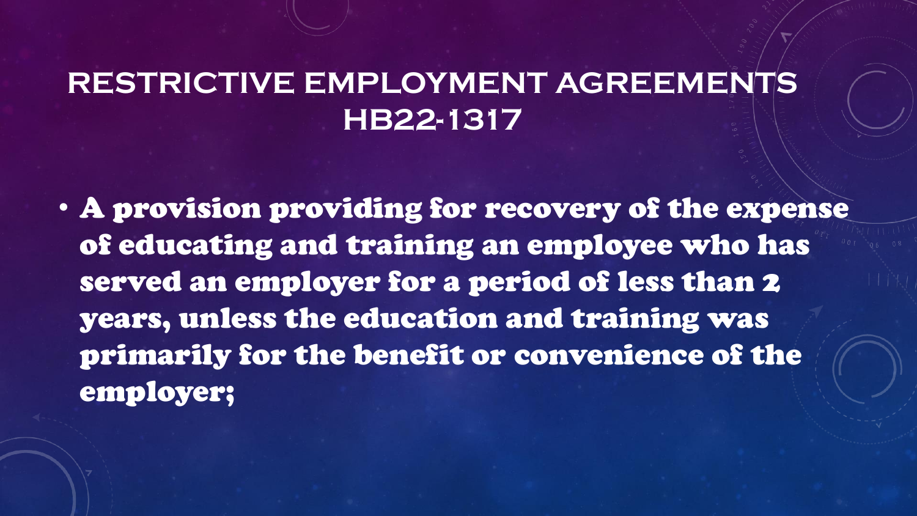# RESTRICTIVE EMPLOYMENT AGREEMENTS HB22-1317

- **A provision providing for recovery of the expense of educating and training an employee who has served an employer for a period of less than 2 years, unless the education and training was primarily for the benefit or convenience of the employer;**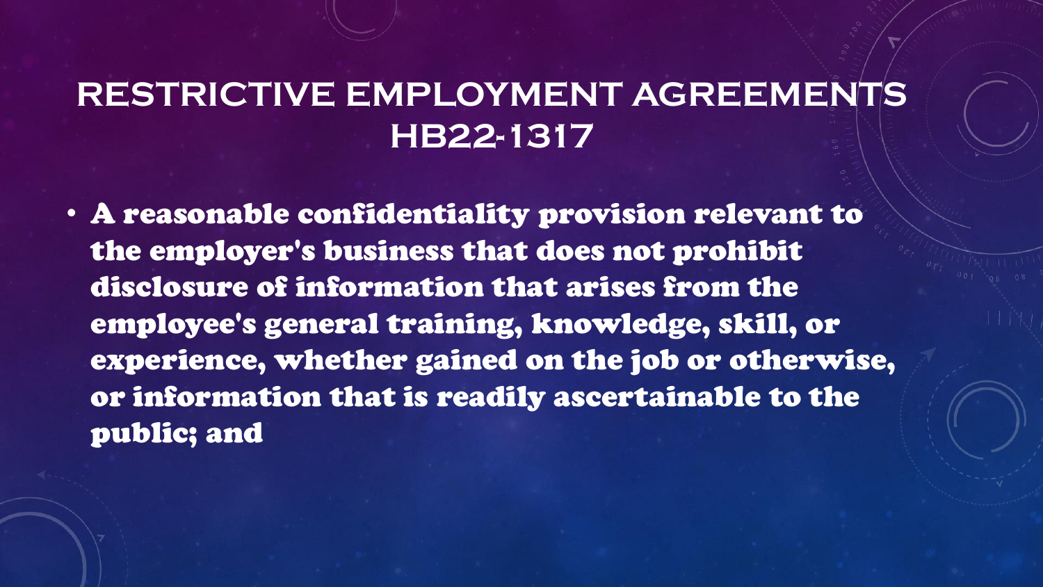# RESTRICTIVE EMPLOYMENT AGREEMENTS HB22-1317

- **A reasonable confidentiality provision relevant to the employer's business that does not prohibit disclosure of information that arises from the employee's general training, knowledge, skill, or experience, whether gained on the job or otherwise, or information that is readily ascertainable to the public; and**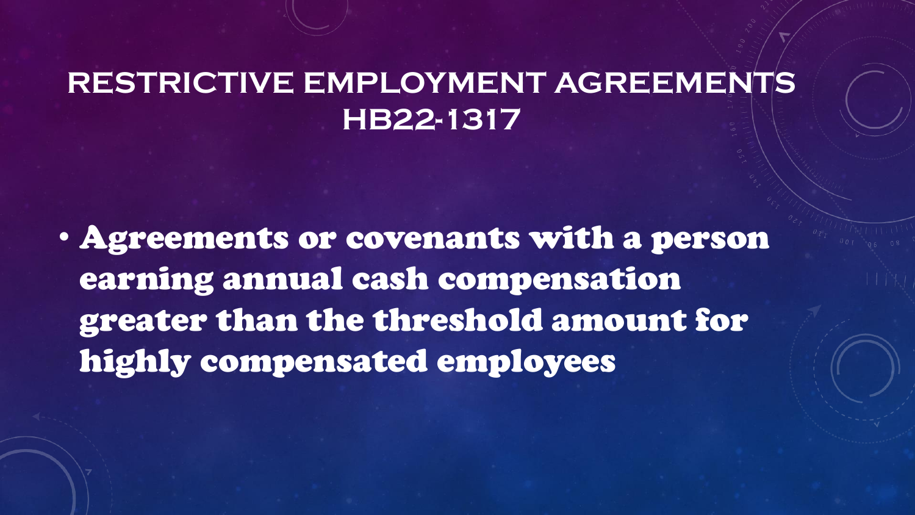# RESTRICTIVE EMPLOYMENT AGREEMENTS HB22-1317

- **Agreements or covenants with a person earning annual cash compensation greater than the threshold amount for highly compensated employees**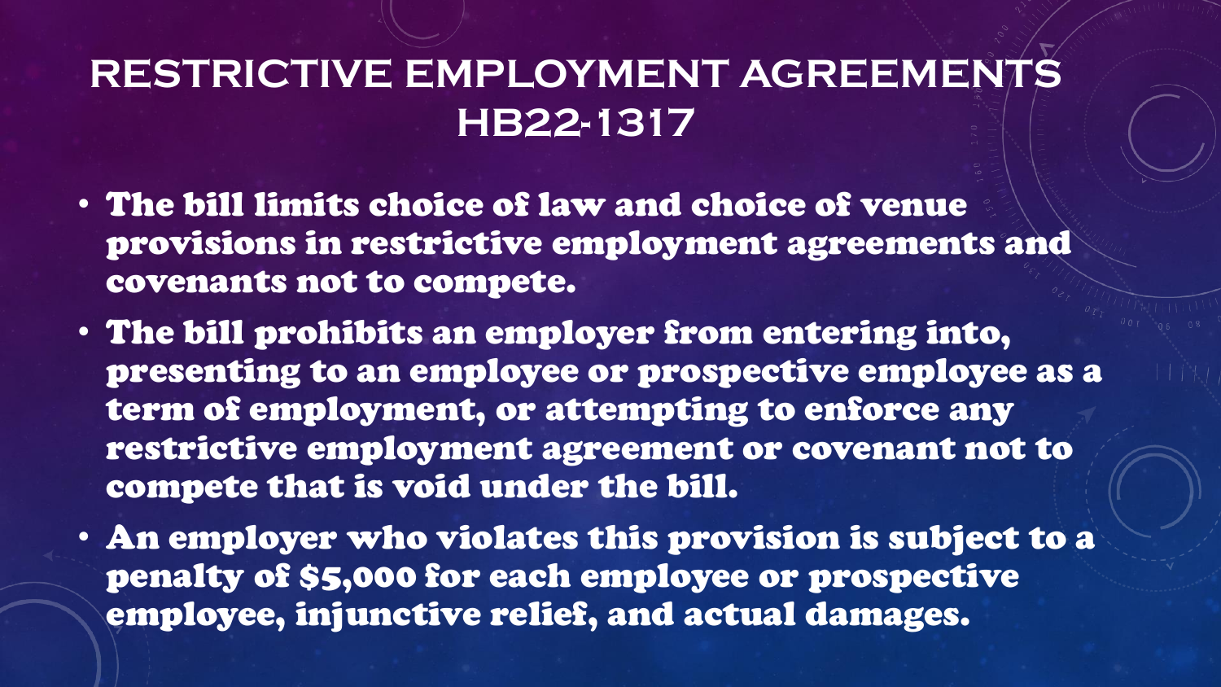# RESTRICTIVE EMPLOYMENT AGREEMENTS HB22-1317

- The bill limits choice of law and choice of venue provisions in restrictive employment agreements and covenants not to compete.
- The bill prohibits an employer from entering into, presenting to an employee or prospective employee as a term of employment, or attempting to enforce any restrictive employment agreement or covenant not to compete that is void under the bill.
- An employer who violates this provision is subject to a penalty of $5,000 for each employee or prospective employee, injunctive relief, and actual damages.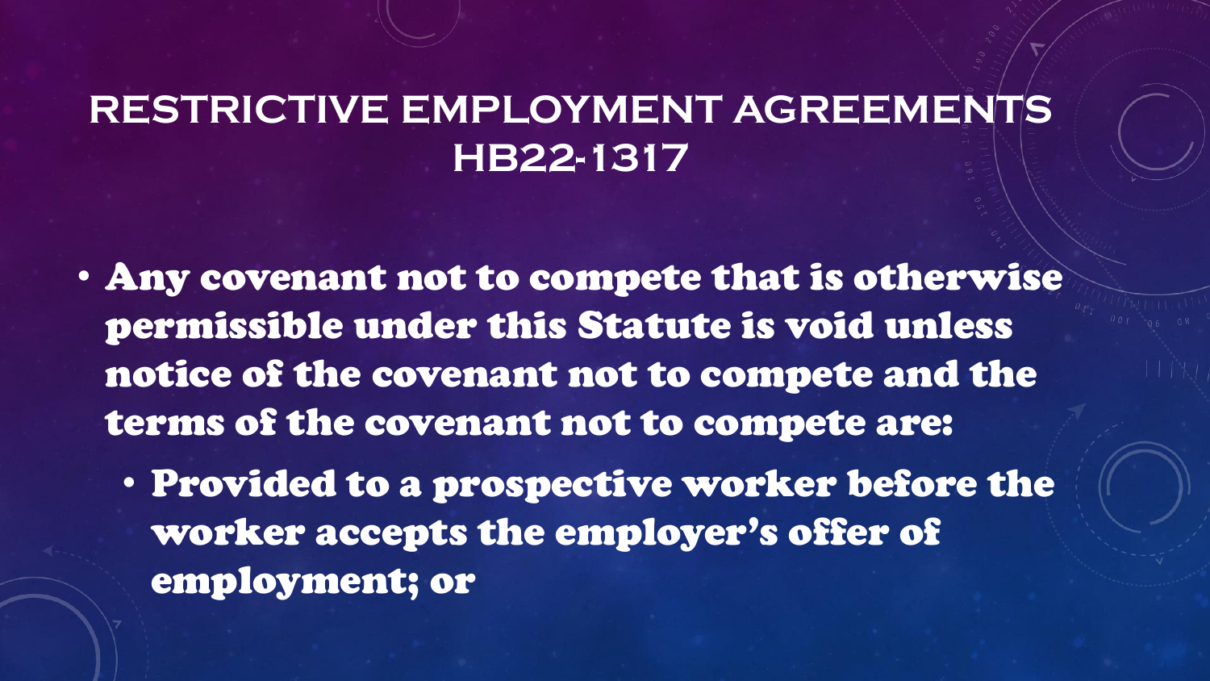# RESTRICTIVE EMPLOYMENT AGREEMENTS HB22-1317

- **Any covenant not to compete that is otherwise permissible under this Statute is void unless notice of the covenant not to compete and the terms of the covenant not to compete are:**
  - **Provided to a prospective worker before the worker accepts the employer's offer of employment; or**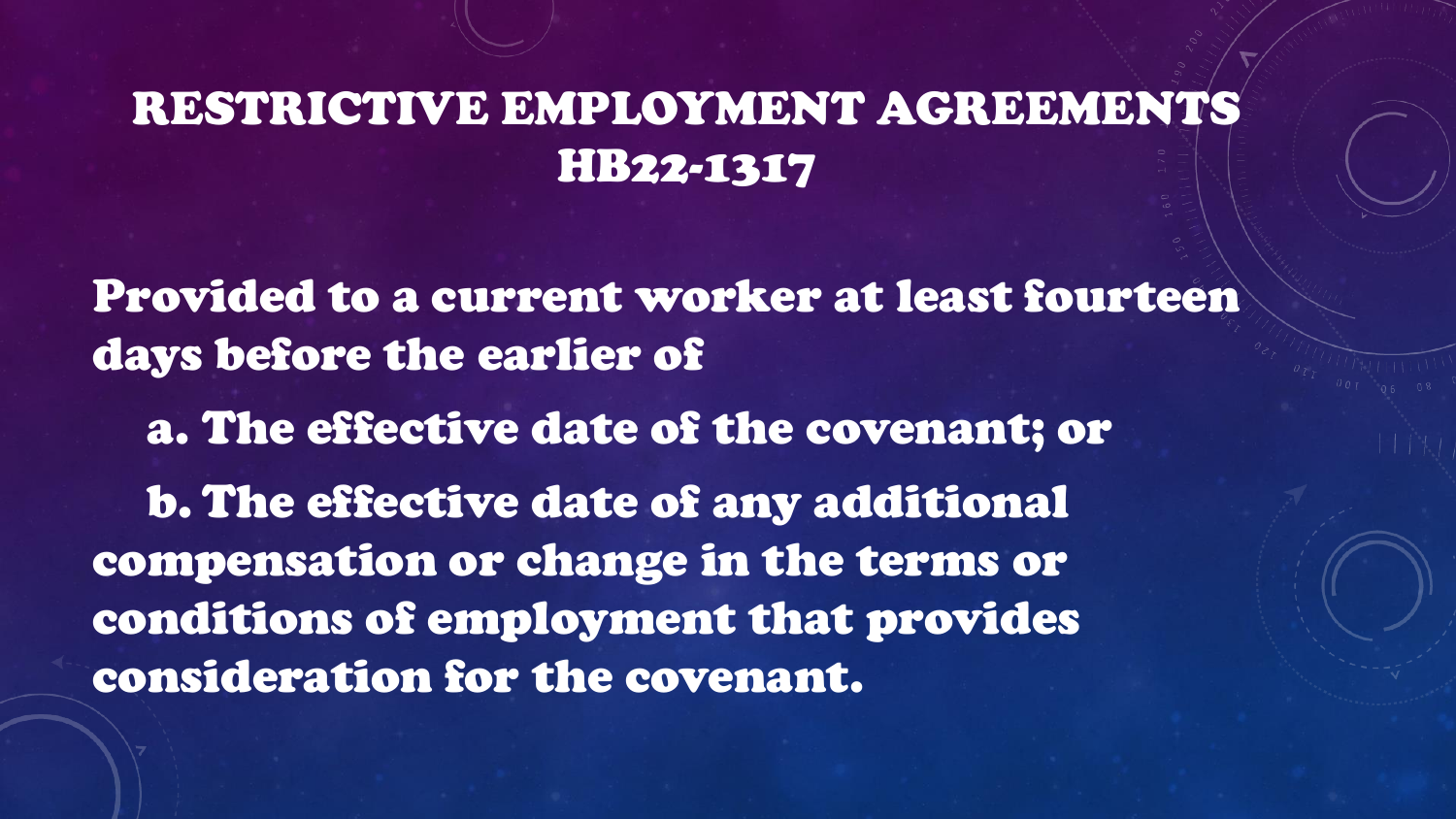# RESTRICTIVE EMPLOYMENT AGREEMENTS HB22-1317

**Provided to a current worker at least fourteen days before the earlier of**

**a. The effective date of the covenant; or**

**b. The effective date of any additional compensation or change in the terms or conditions of employment that provides consideration for the covenant.**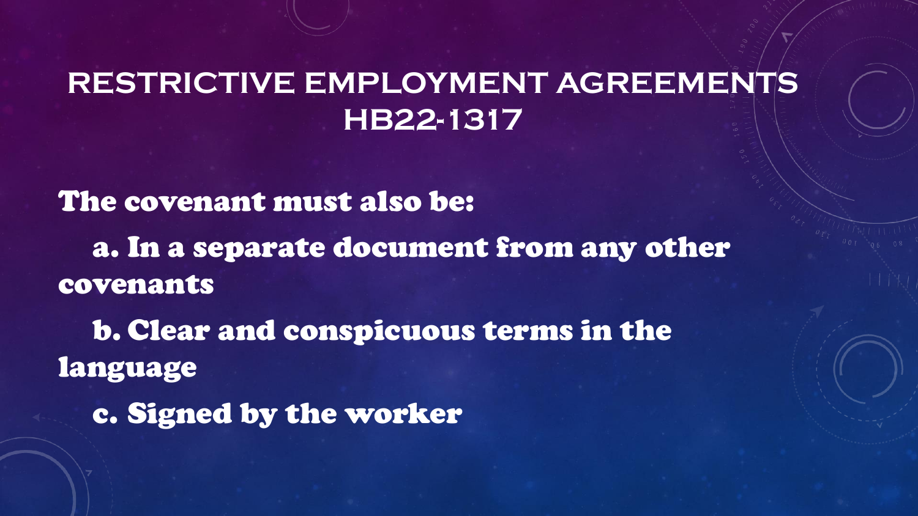# RESTRICTIVE EMPLOYMENT AGREEMENTS HB22-1317

**The covenant must also be:**

**a. In a separate document from any other covenants**

**b. Clear and conspicuous terms in the language**

**c. Signed by the worker**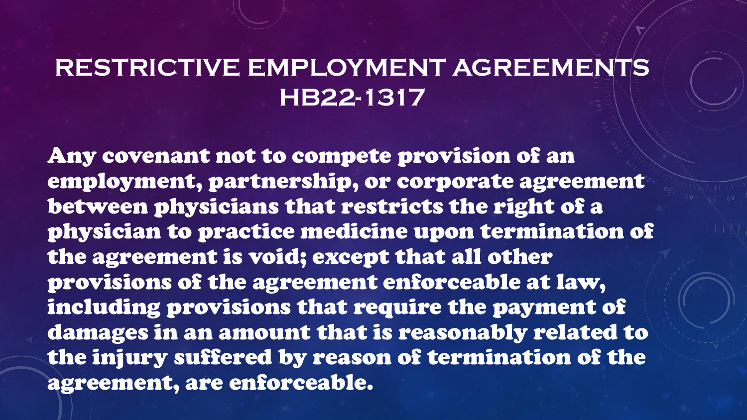# RESTRICTIVE EMPLOYMENT AGREEMENTS HB22-1317

**Any covenant not to compete provision of an employment, partnership, or corporate agreement between physicians that restricts the right of a physician to practice medicine upon termination of the agreement is void; except that all other provisions of the agreement enforceable at law, including provisions that require the payment of damages in an amount that is reasonably related to the injury suffered by reason of termination of the agreement, are enforceable.**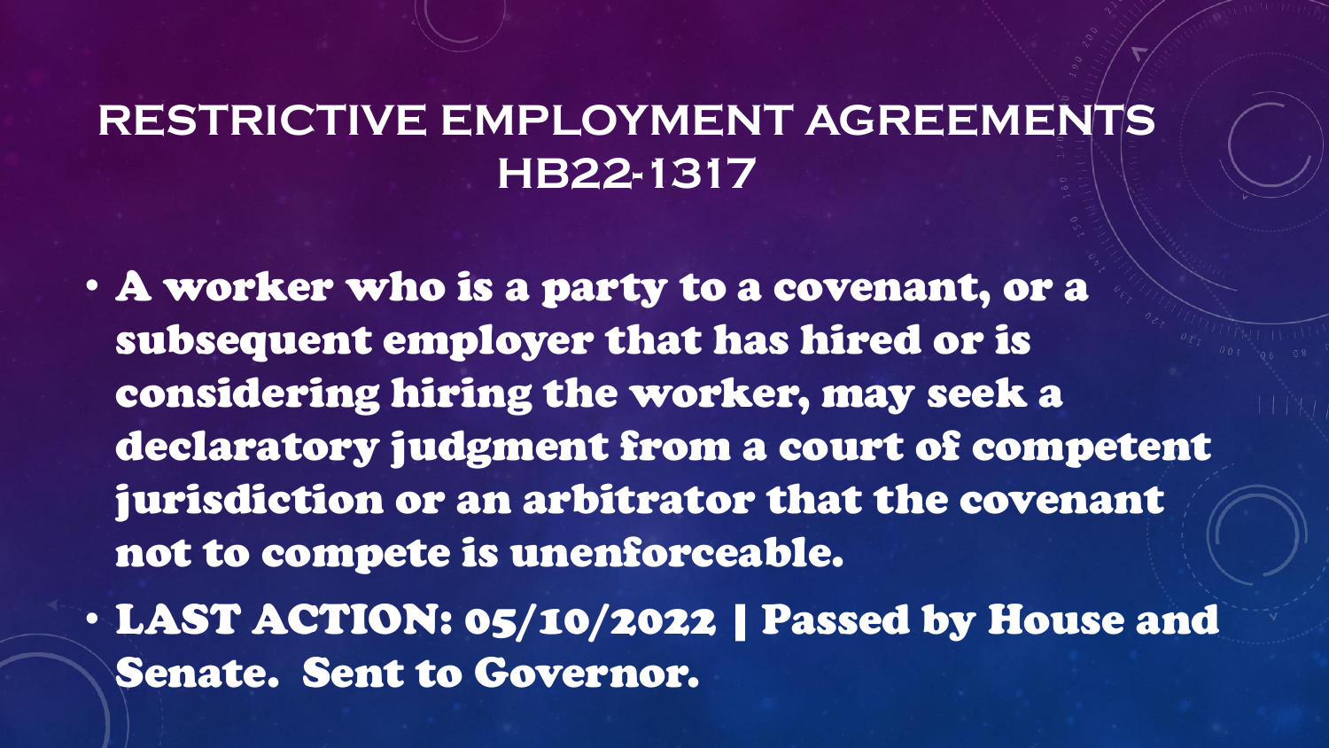# RESTRICTIVE EMPLOYMENT AGREEMENTS HB22-1317

- A worker who is a party to a covenant, or a subsequent employer that has hired or is considering hiring the worker, may seek a declaratory judgment from a court of competent jurisdiction or an arbitrator that the covenant not to compete is unenforceable.
- LAST ACTION: 05/10/2022 | Passed by House and Senate. Sent to Governor.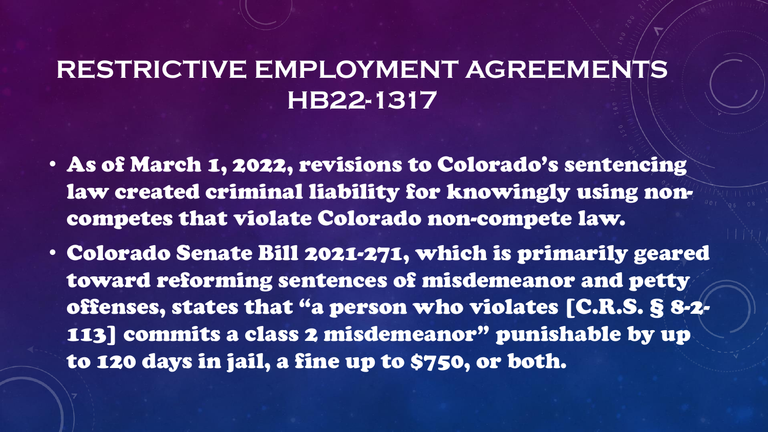# RESTRICTIVE EMPLOYMENT AGREEMENTS HB22-1317

- As of March 1, 2022, revisions to Colorado's sentencing law created criminal liability for knowingly using non-competes that violate Colorado non-compete law.
- Colorado Senate Bill 2021-271, which is primarily geared toward reforming sentences of misdemeanor and petty offenses, states that "a person who violates [C.R.S. § 8-2-113] commits a class 2 misdemeanor" punishable by up to 120 days in jail, a fine up to $750, or both.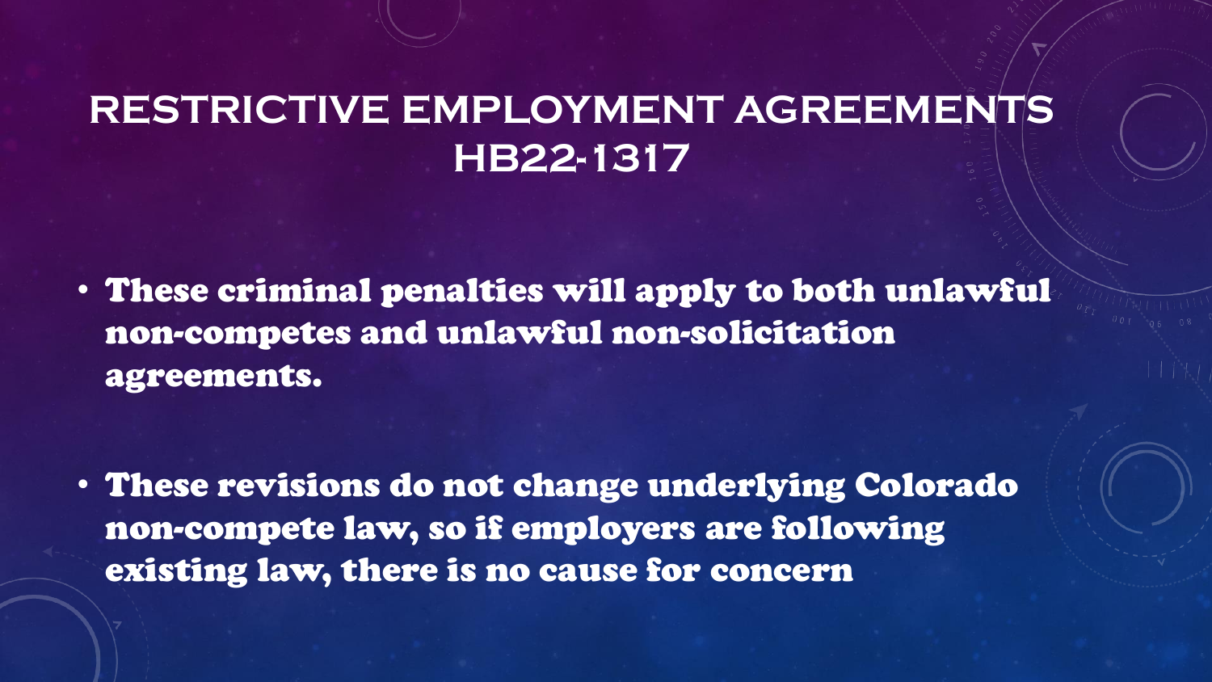# RESTRICTIVE EMPLOYMENT AGREEMENTS HB22-1317

- These criminal penalties will apply to both unlawful non-competes and unlawful non-solicitation agreements.
- These revisions do not change underlying Colorado non-compete law, so if employers are following existing law, there is no cause for concern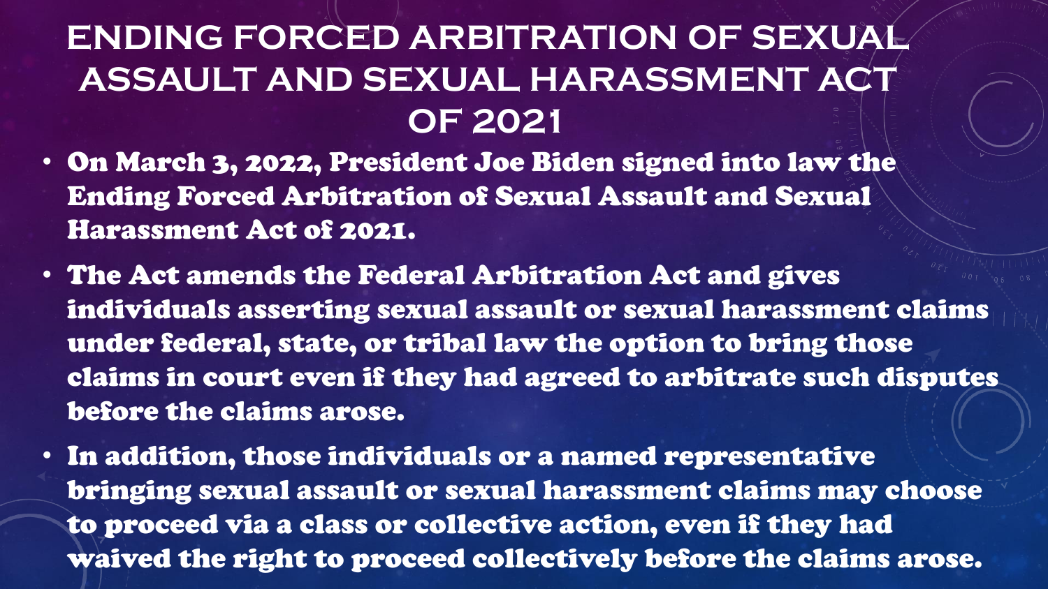# ENDING FORCED ARBITRATION OF SEXUAL ASSAULT AND SEXUAL HARASSMENT ACT OF 2021

- **On March 3, 2022, President Joe Biden signed into law the Ending Forced Arbitration of Sexual Assault and Sexual Harassment Act of 2021.**
- **The Act amends the Federal Arbitration Act and gives individuals asserting sexual assault or sexual harassment claims under federal, state, or tribal law the option to bring those claims in court even if they had agreed to arbitrate such disputes before the claims arose.**
- **In addition, those individuals or a named representative bringing sexual assault or sexual harassment claims may choose to proceed via a class or collective action, even if they had waived the right to proceed collectively before the claims arose.**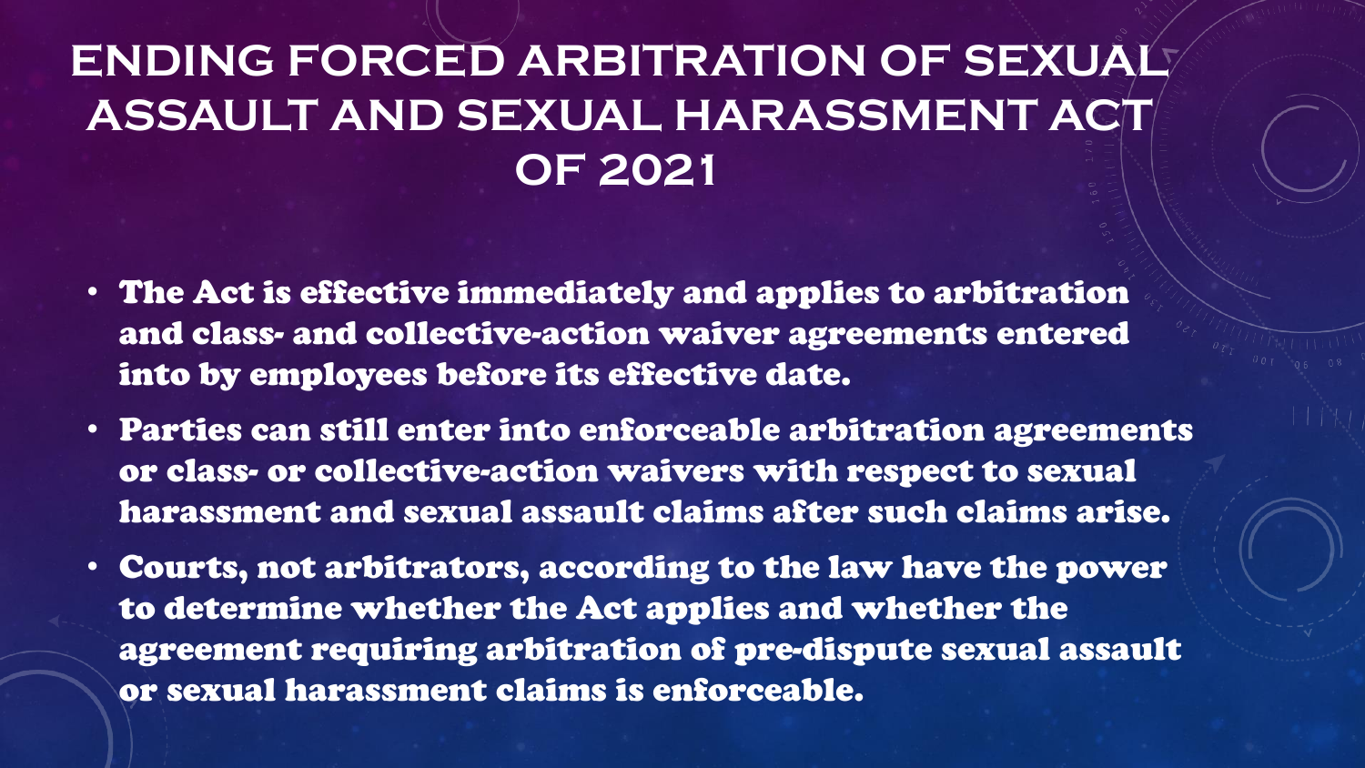# ENDING FORCED ARBITRATION OF SEXUAL ASSAULT AND SEXUAL HARASSMENT ACT OF 2021

- The Act is effective immediately and applies to arbitration and class- and collective-action waiver agreements entered into by employees before its effective date.
- Parties can still enter into enforceable arbitration agreements or class- or collective-action waivers with respect to sexual harassment and sexual assault claims after such claims arise.
- Courts, not arbitrators, according to the law have the power to determine whether the Act applies and whether the agreement requiring arbitration of pre-dispute sexual assault or sexual harassment claims is enforceable.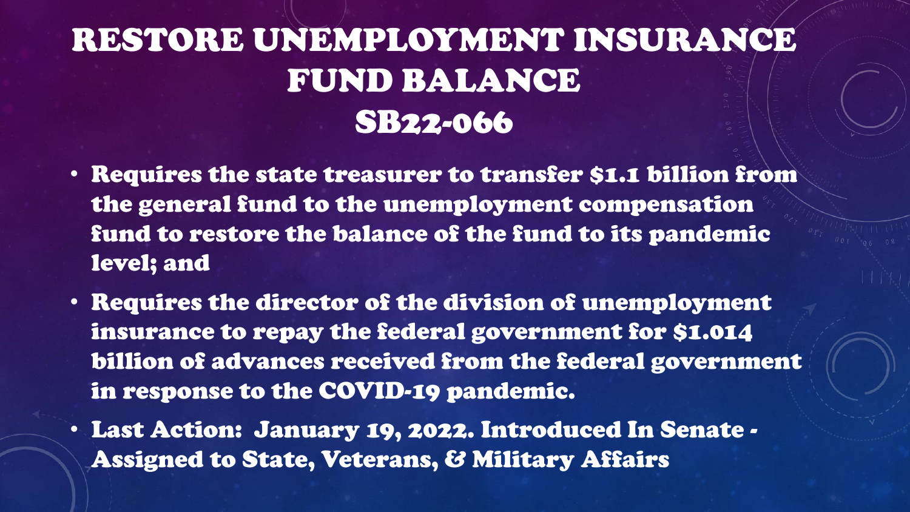# RESTORE UNEMPLOYMENT INSURANCE FUND BALANCE SB22-066

- Requires the state treasurer to transfer $1.1 billion from the general fund to the unemployment compensation fund to restore the balance of the fund to its pandemic level; and
- Requires the director of the division of unemployment insurance to repay the federal government for $1.014 billion of advances received from the federal government in response to the COVID-19 pandemic.
- Last Action: January 19, 2022. Introduced In Senate - Assigned to State, Veterans, & Military Affairs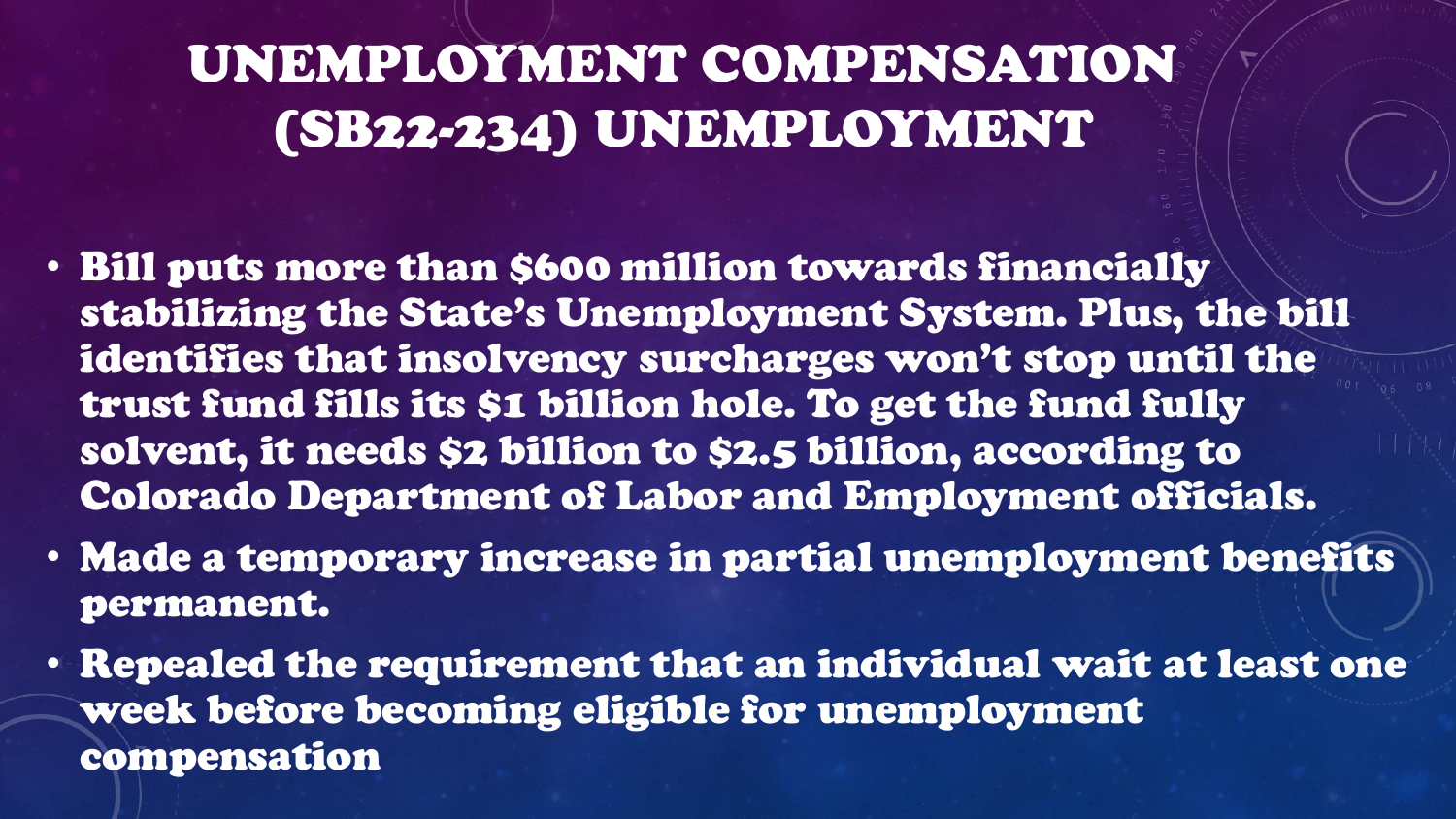# UNEMPLOYMENT COMPENSATION (SB22-234) UNEMPLOYMENT

- Bill puts more than $600 million towards financially stabilizing the State's Unemployment System. Plus, the bill identifies that insolvency surcharges won't stop until the trust fund fills its $1 billion hole. To get the fund fully solvent, it needs $2 billion to $2.5 billion, according to Colorado Department of Labor and Employment officials.
- Made a temporary increase in partial unemployment benefits permanent.
- Repealed the requirement that an individual wait at least one week before becoming eligible for unemployment compensation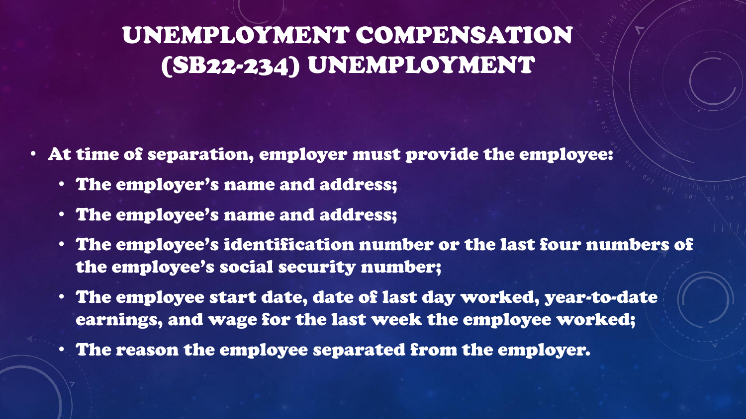# UNEMPLOYMENT COMPENSATION (SB22-234) UNEMPLOYMENT

- **At time of separation, employer must provide the employee:**
  - **The employer's name and address;**
  - **The employee's name and address;**
  - **The employee's identification number or the last four numbers of the employee's social security number;**
  - **The employee start date, date of last day worked, year-to-date earnings, and wage for the last week the employee worked;**
  - **The reason the employee separated from the employer.**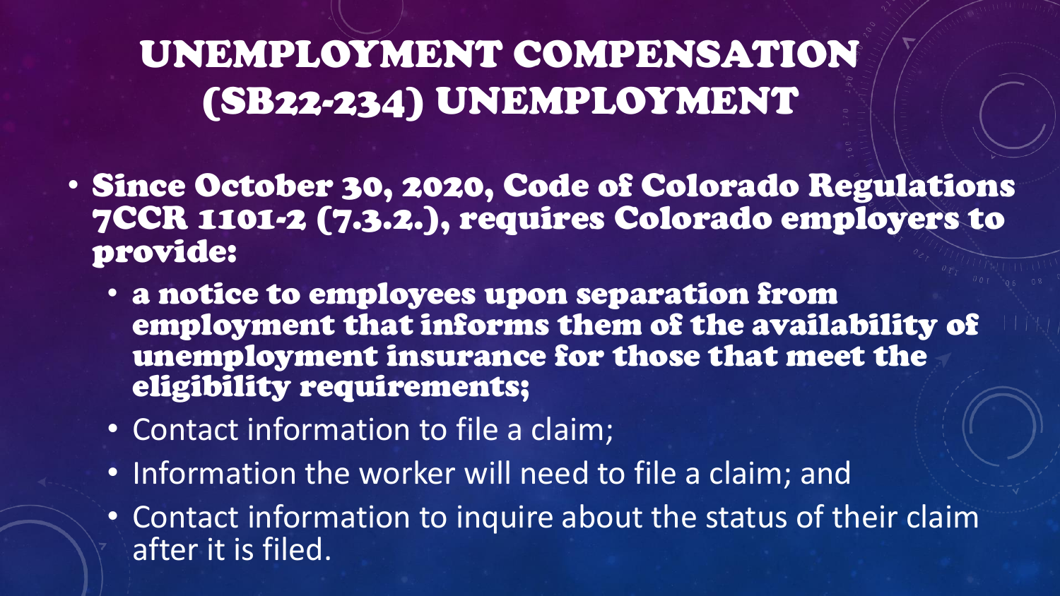# UNEMPLOYMENT COMPENSATION (SB22-234) UNEMPLOYMENT

- **Since October 30, 2020, Code of Colorado Regulations 7CCR 1101-2 (7.3.2.), requires Colorado employers to provide:**
  - **a notice to employees upon separation from employment that informs them of the availability of unemployment insurance for those that meet the eligibility requirements;**
  - Contact information to file a claim;
  - Information the worker will need to file a claim; and
  - Contact information to inquire about the status of their claim after it is filed.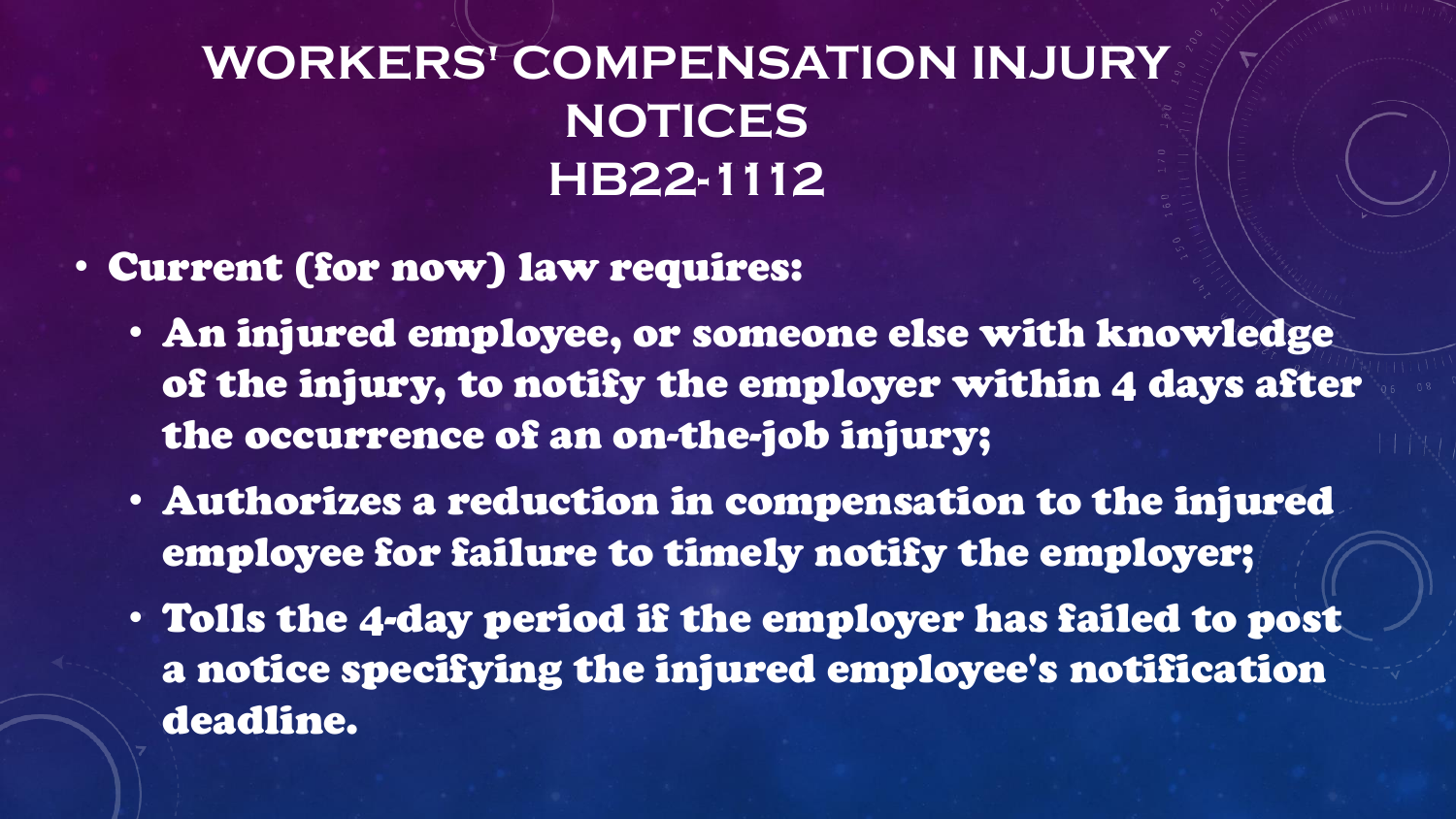# WORKERS' COMPENSATION INJURY NOTICES HB22-1112

- **Current (for now) law requires:**
  - **An injured employee, or someone else with knowledge of the injury, to notify the employer within 4 days after the occurrence of an on-the-job injury;**
  - **Authorizes a reduction in compensation to the injured employee for failure to timely notify the employer;**
  - **Tolls the 4-day period if the employer has failed to post a notice specifying the injured employee's notification deadline.**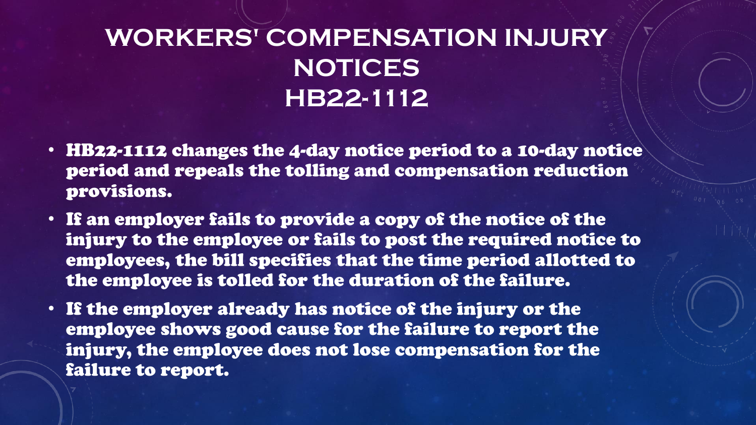# WORKERS' COMPENSATION INJURY NOTICES HB22-1112

- **HB22-1112 changes the 4-day notice period to a 10-day notice period and repeals the tolling and compensation reduction provisions.**
- **If an employer fails to provide a copy of the notice of the injury to the employee or fails to post the required notice to employees, the bill specifies that the time period allotted to the employee is tolled for the duration of the failure.**
- **If the employer already has notice of the injury or the employee shows good cause for the failure to report the injury, the employee does not lose compensation for the failure to report.**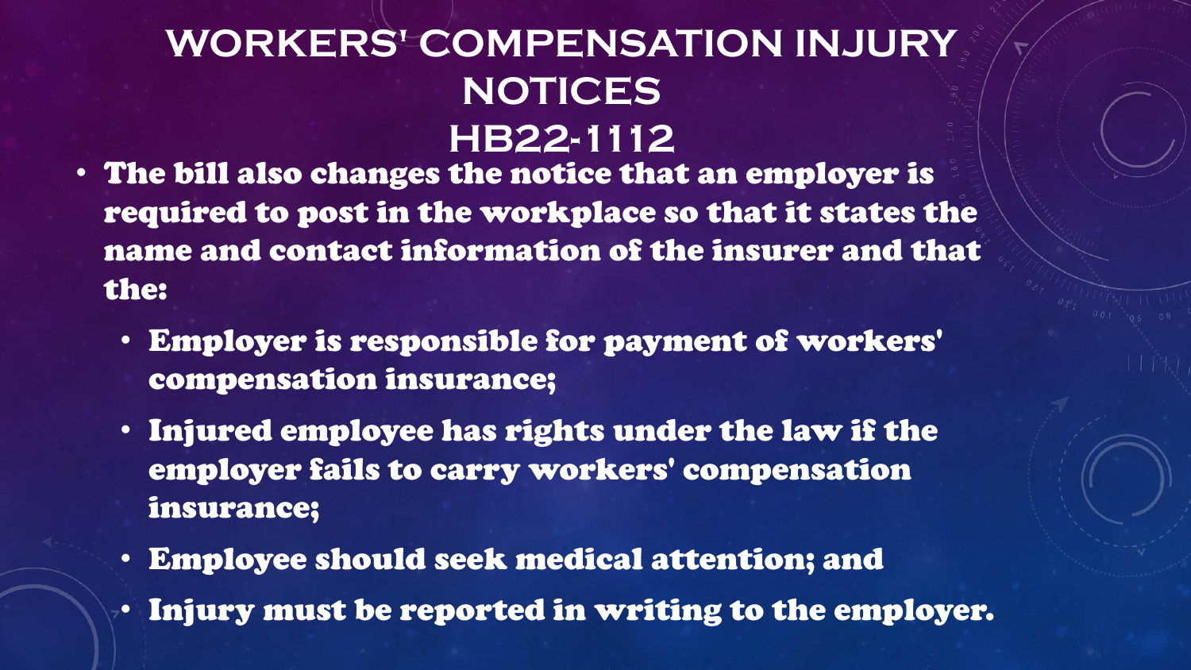# WORKERS' COMPENSATION INJURY NOTICES HB22-1112

- The bill also changes the notice that an employer is required to post in the workplace so that it states the name and contact information of the insurer and that the:
  - Employer is responsible for payment of workers' compensation insurance;
  - Injured employee has rights under the law if the employer fails to carry workers' compensation insurance;
  - Employee should seek medical attention; and
  - Injury must be reported in writing to the employer.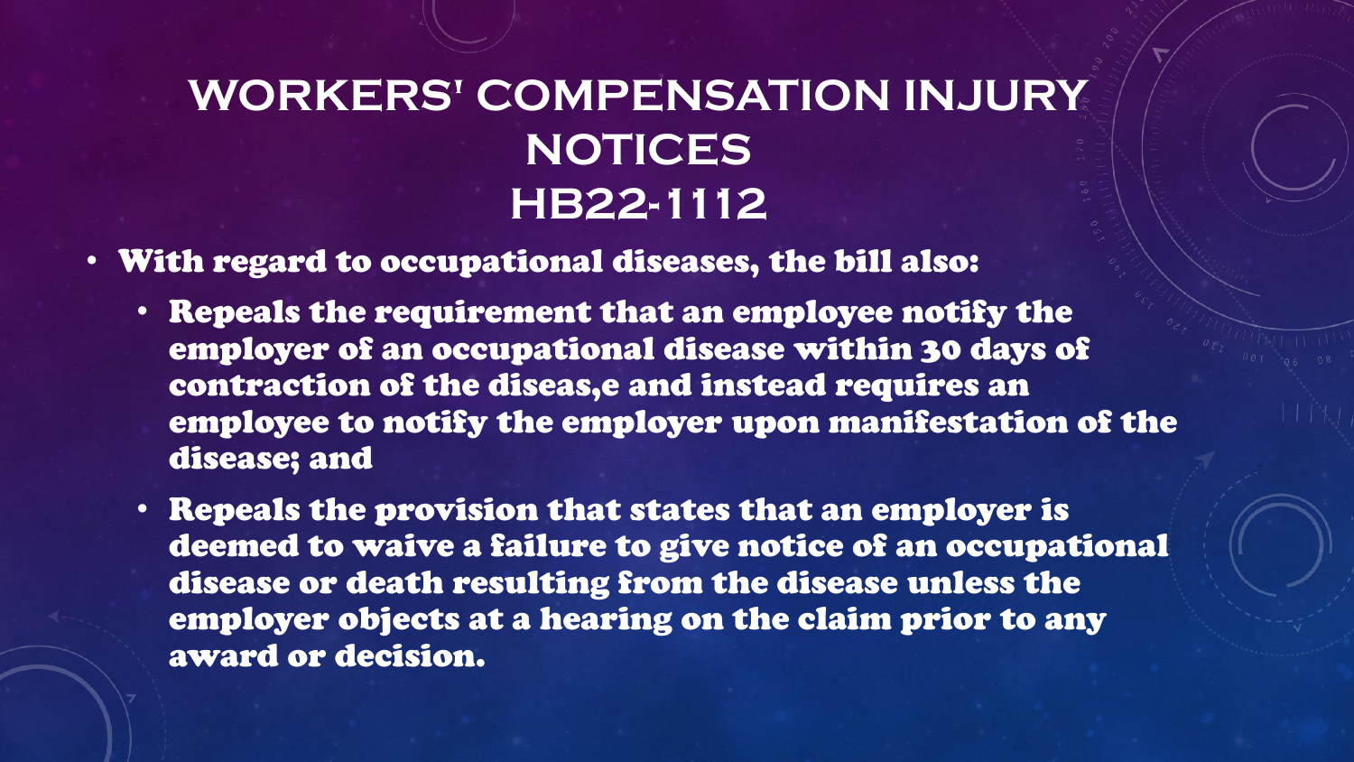# WORKERS' COMPENSATION INJURY NOTICES HB22-1112

- With regard to occupational diseases, the bill also:
  - Repeals the requirement that an employee notify the employer of an occupational disease within 30 days of contraction of the diseas,e and instead requires an employee to notify the employer upon manifestation of the disease; and
  - Repeals the provision that states that an employer is deemed to waive a failure to give notice of an occupational disease or death resulting from the disease unless the employer objects at a hearing on the claim prior to any award or decision.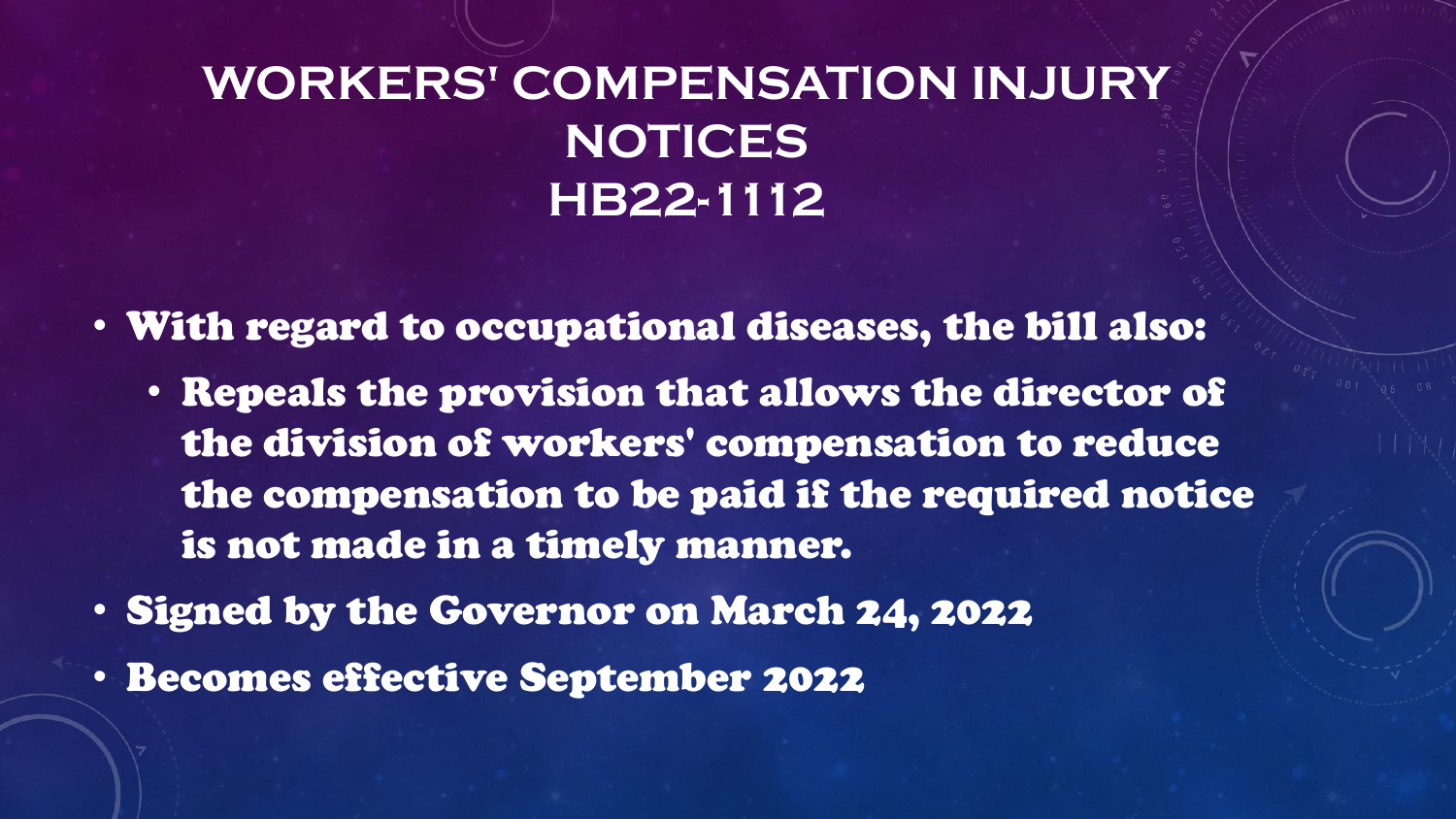# WORKERS' COMPENSATION INJURY NOTICES HB22-1112

- With regard to occupational diseases, the bill also:
  - Repeals the provision that allows the director of the division of workers' compensation to reduce the compensation to be paid if the required notice is not made in a timely manner.
- Signed by the Governor on March 24, 2022
- Becomes effective September 2022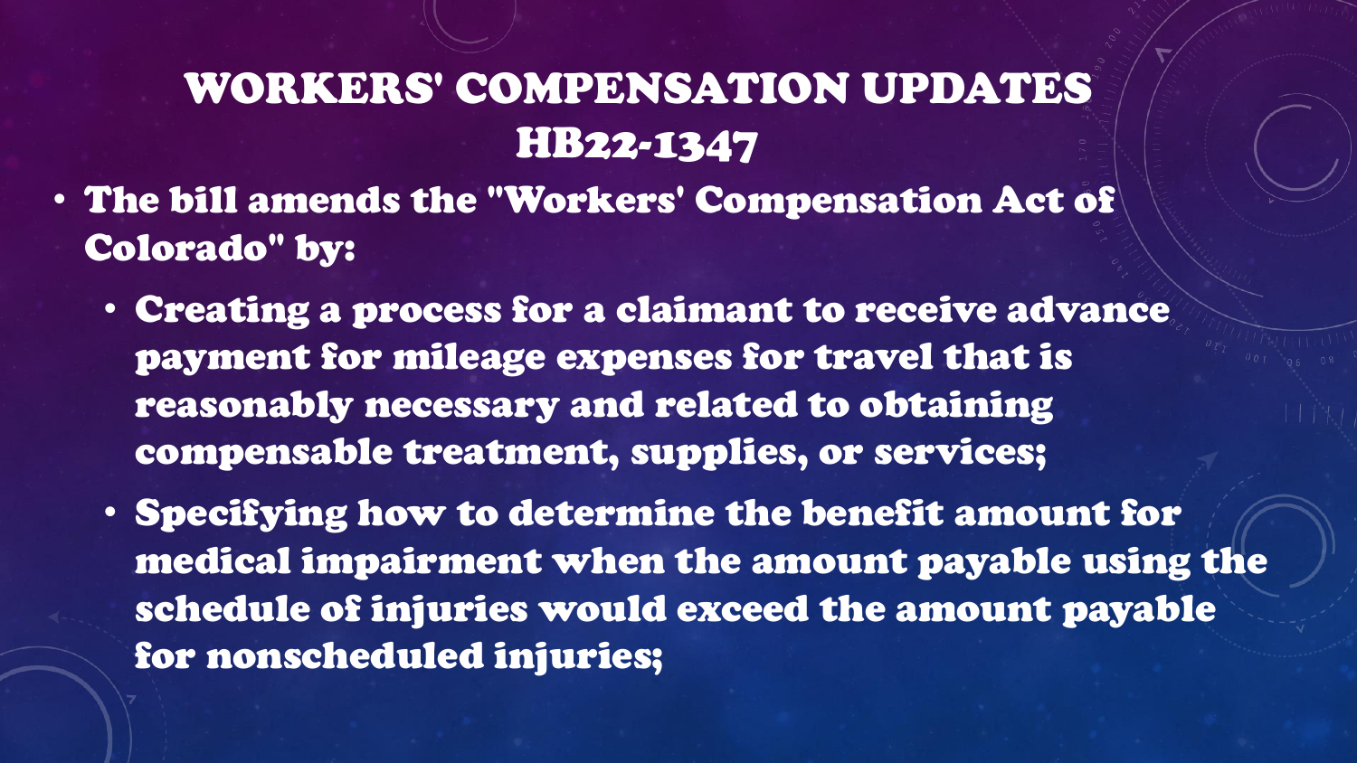# WORKERS' COMPENSATION UPDATES HB22-1347

- The bill amends the "Workers' Compensation Act of Colorado" by:
  - Creating a process for a claimant to receive advance payment for mileage expenses for travel that is reasonably necessary and related to obtaining compensable treatment, supplies, or services;
  - Specifying how to determine the benefit amount for medical impairment when the amount payable using the schedule of injuries would exceed the amount payable for nonscheduled injuries;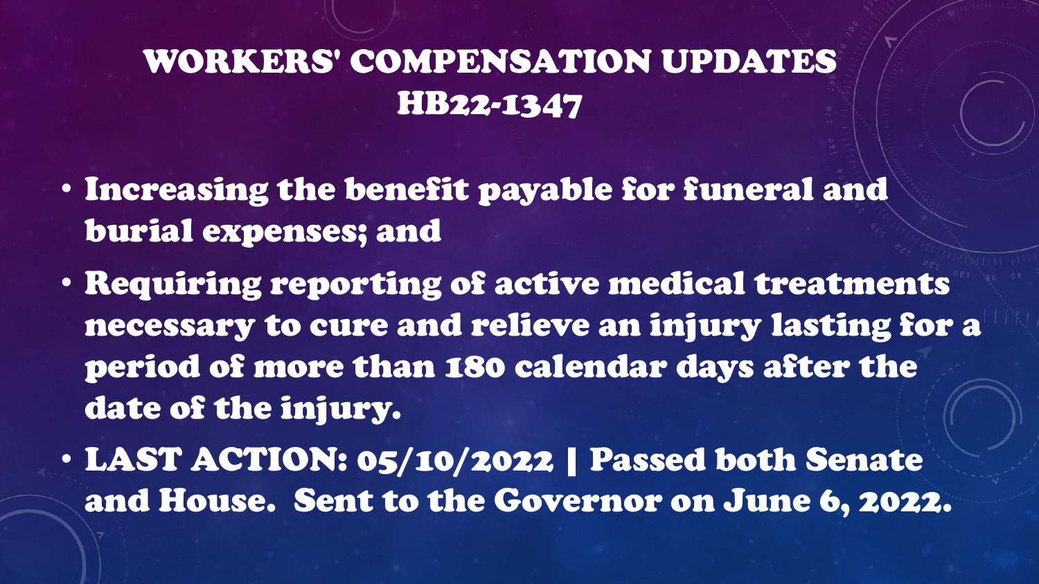# WORKERS' COMPENSATION UPDATES HB22-1347

- Increasing the benefit payable for funeral and burial expenses; and
- Requiring reporting of active medical treatments necessary to cure and relieve an injury lasting for a period of more than 180 calendar days after the date of the injury.
- LAST ACTION: 05/10/2022 | Passed both Senate and House. Sent to the Governor on June 6, 2022.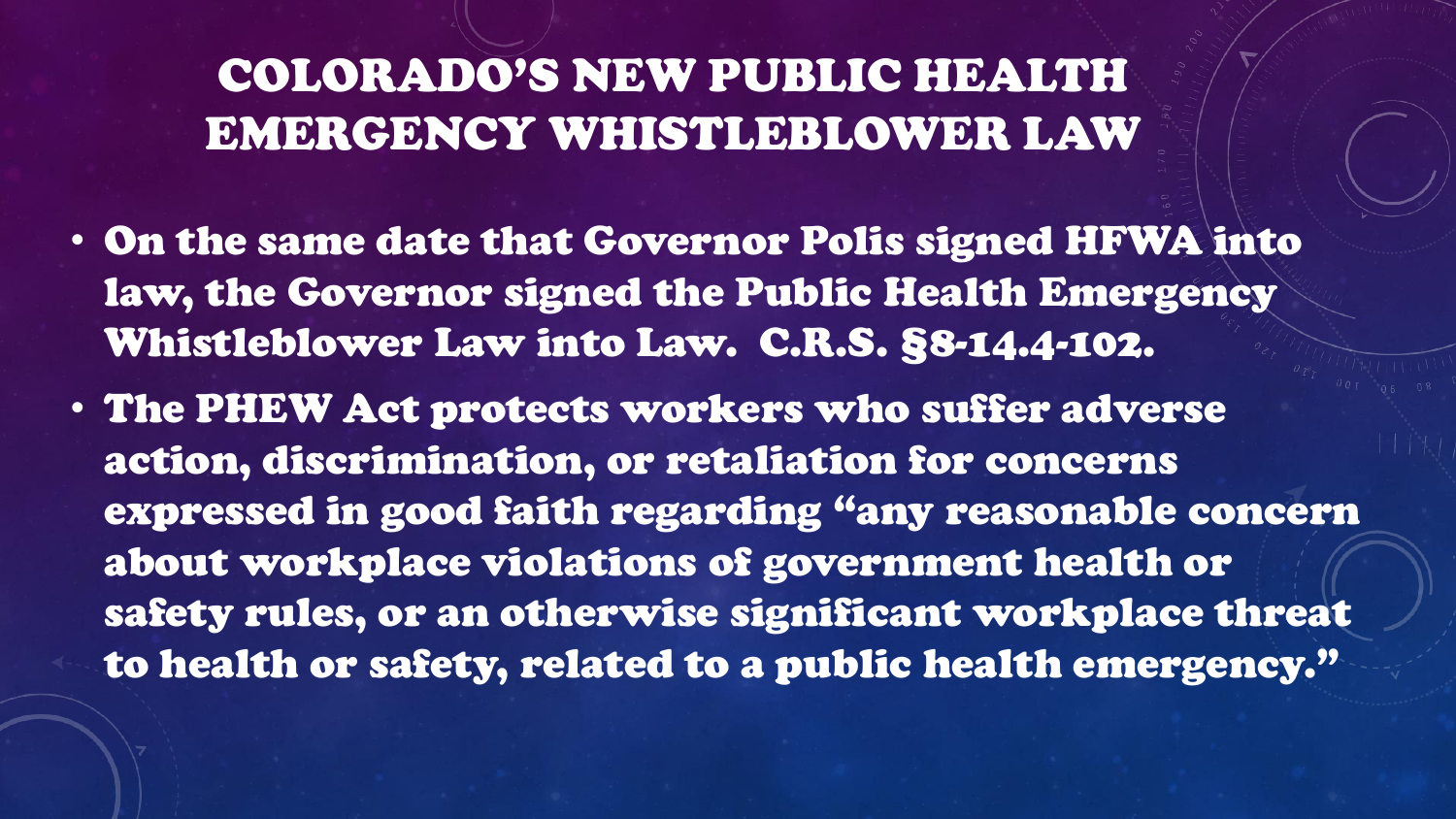# COLORADO'S NEW PUBLIC HEALTH EMERGENCY WHISTLEBLOWER LAW

- On the same date that Governor Polis signed HFWA into law, the Governor signed the Public Health Emergency Whistleblower Law into Law. C.R.S. §8-14.4-102.
- The PHEW Act protects workers who suffer adverse action, discrimination, or retaliation for concerns expressed in good faith regarding "any reasonable concern about workplace violations of government health or safety rules, or an otherwise significant workplace threat to health or safety, related to a public health emergency."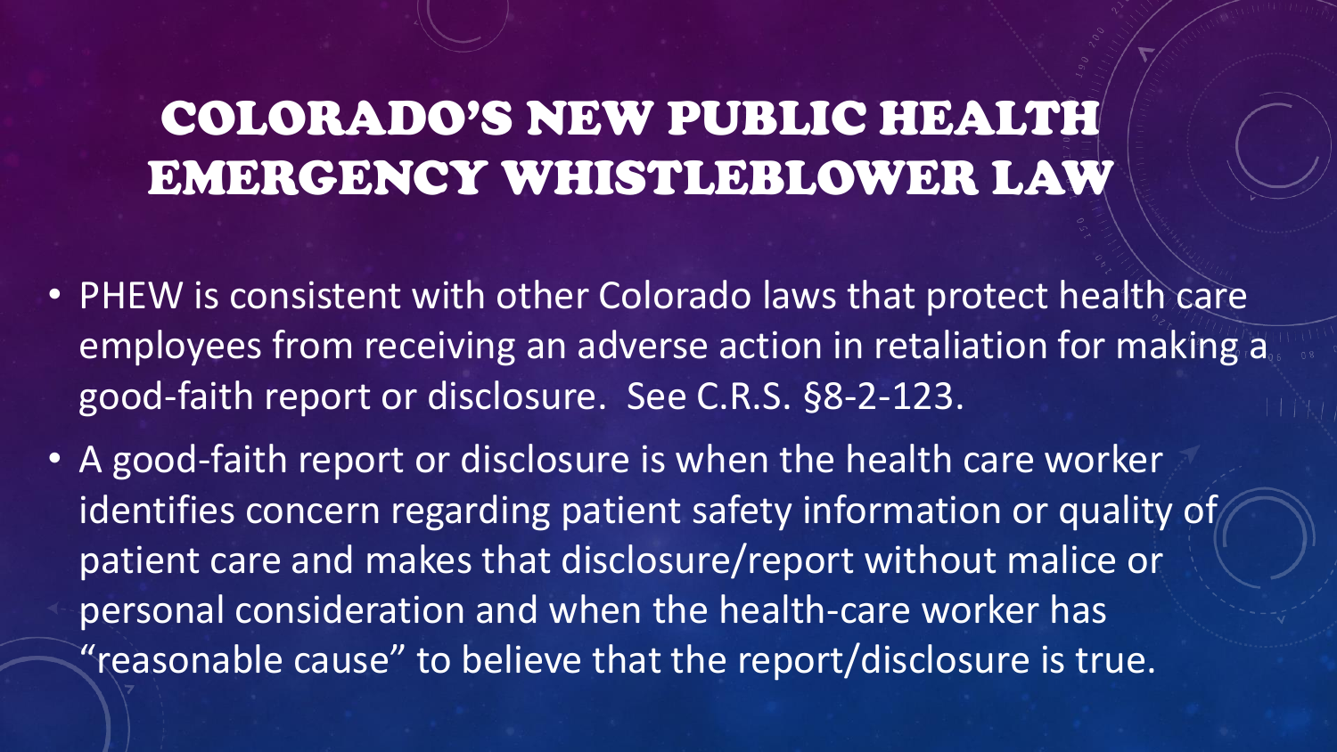# COLORADO'S NEW PUBLIC HEALTH EMERGENCY WHISTLEBLOWER LAW

- PHEW is consistent with other Colorado laws that protect health care employees from receiving an adverse action in retaliation for making a good-faith report or disclosure. See C.R.S. §8-2-123.
- A good-faith report or disclosure is when the health care worker identifies concern regarding patient safety information or quality of patient care and makes that disclosure/report without malice or personal consideration and when the health-care worker has "reasonable cause" to believe that the report/disclosure is true.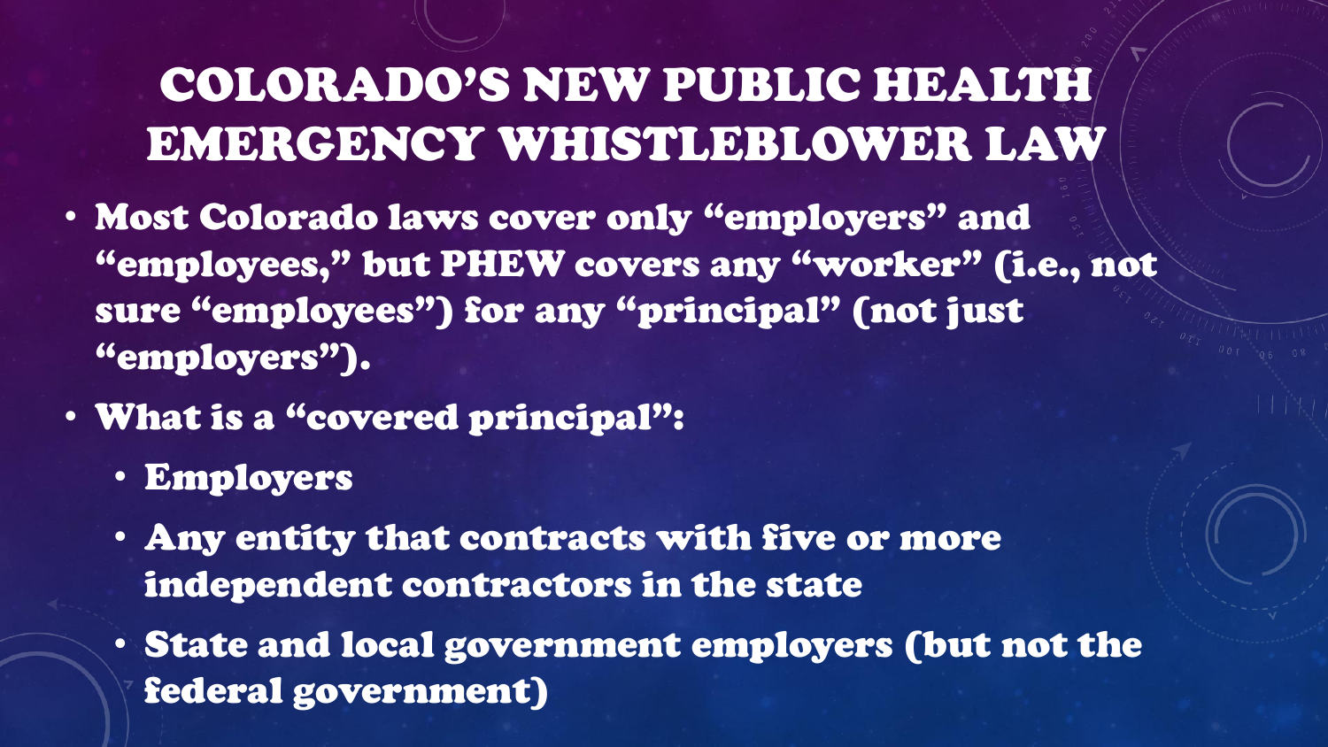# COLORADO'S NEW PUBLIC HEALTH EMERGENCY WHISTLEBLOWER LAW

- Most Colorado laws cover only "employers" and "employees," but PHEW covers any "worker" (i.e., not sure "employees") for any "principal" (not just "employers").
- What is a "covered principal":
  - Employers
  - Any entity that contracts with five or more independent contractors in the state
  - State and local government employers (but not the federal government)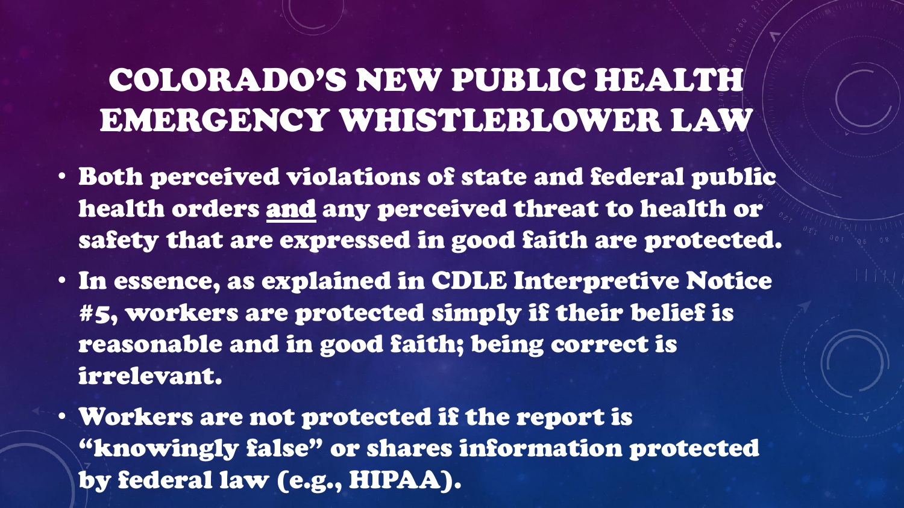# COLORADO'S NEW PUBLIC HEALTH EMERGENCY WHISTLEBLOWER LAW

- Both perceived violations of state and federal public health orders and any perceived threat to health or safety that are expressed in good faith are protected.
- In essence, as explained in CDLE Interpretive Notice #5, workers are protected simply if their belief is reasonable and in good faith; being correct is irrelevant.
- Workers are not protected if the report is "knowingly false" or shares information protected by federal law (e.g., HIPAA).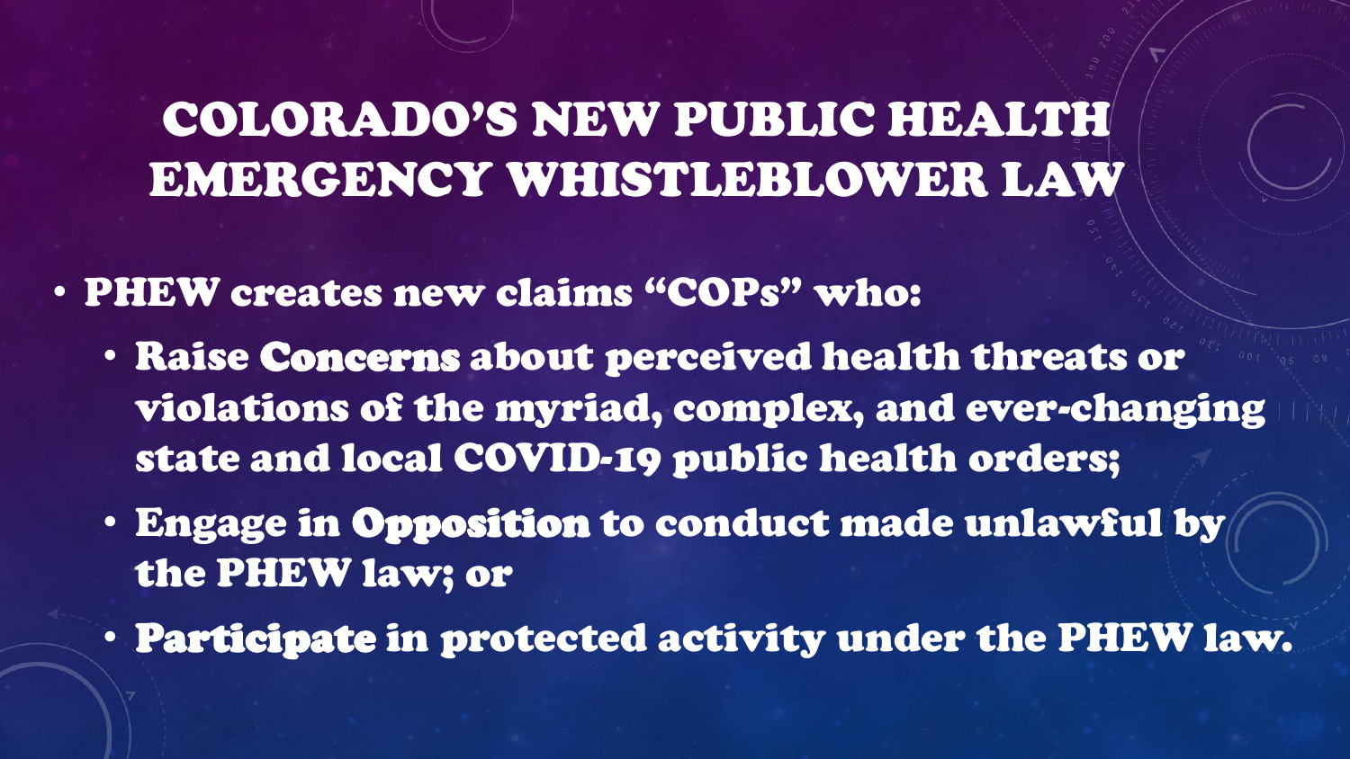# COLORADO'S NEW PUBLIC HEALTH EMERGENCY WHISTLEBLOWER LAW

- PHEW creates new claims "COPs" who:
  - Raise **Concerns** about perceived health threats or violations of the myriad, complex, and ever-changing state and local COVID-19 public health orders;
  - Engage in **Opposition** to conduct made unlawful by the PHEW law; or
  - **Participate** in protected activity under the PHEW law.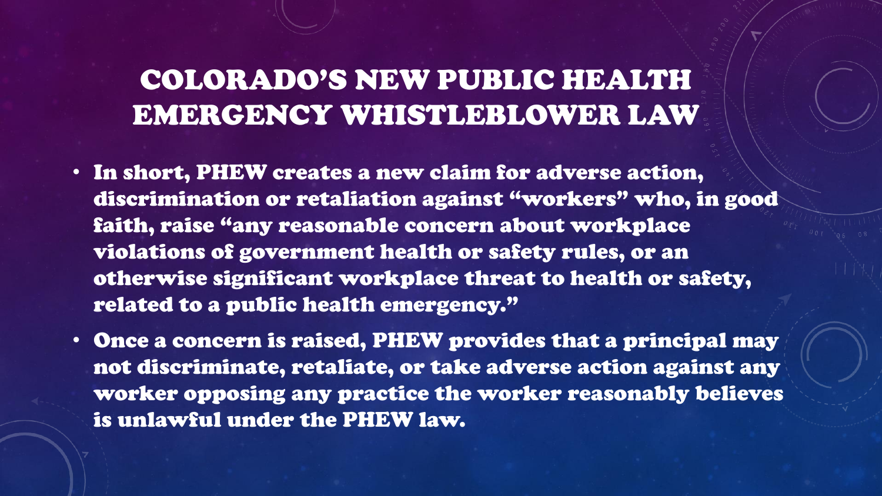# COLORADO'S NEW PUBLIC HEALTH EMERGENCY WHISTLEBLOWER LAW

- In short, PHEW creates a new claim for adverse action, discrimination or retaliation against "workers" who, in good faith, raise "any reasonable concern about workplace violations of government health or safety rules, or an otherwise significant workplace threat to health or safety, related to a public health emergency."
- Once a concern is raised, PHEW provides that a principal may not discriminate, retaliate, or take adverse action against any worker opposing any practice the worker reasonably believes is unlawful under the PHEW law.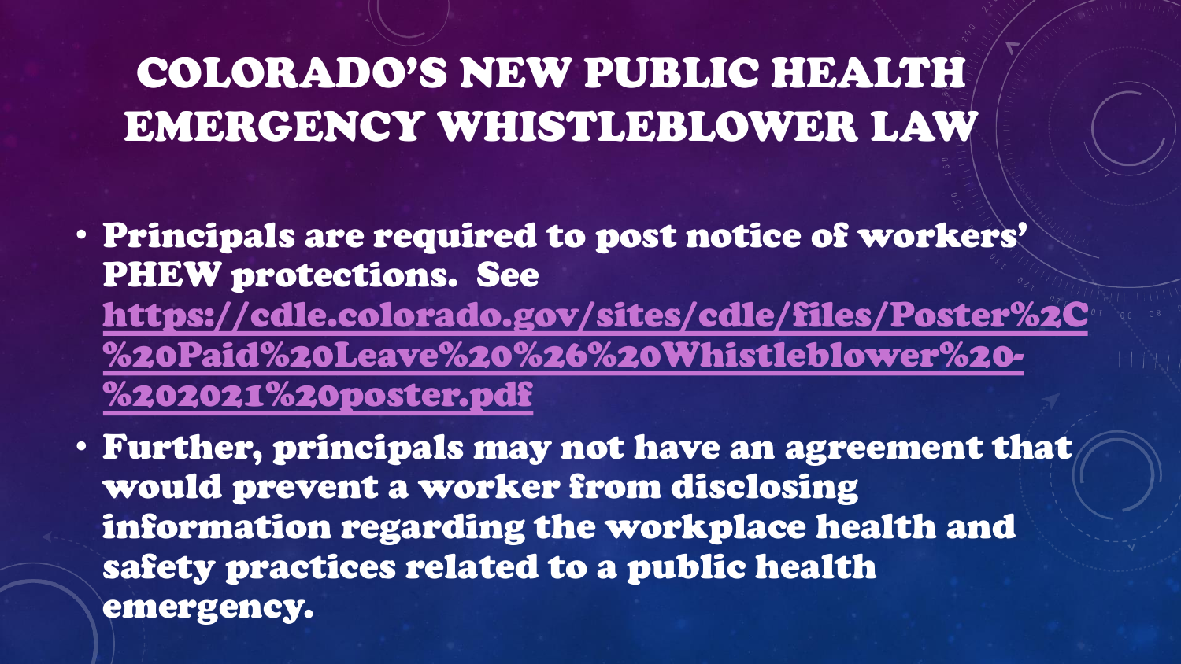# COLORADO'S NEW PUBLIC HEALTH EMERGENCY WHISTLEBLOWER LAW

- Principals are required to post notice of workers' PHEW protections. See https://cdle.colorado.gov/sites/cdle/files/Poster%2C%20Paid%20Leave%20%26%20Whistleblower%20-%202021%20poster.pdf
- Further, principals may not have an agreement that would prevent a worker from disclosing information regarding the workplace health and safety practices related to a public health emergency.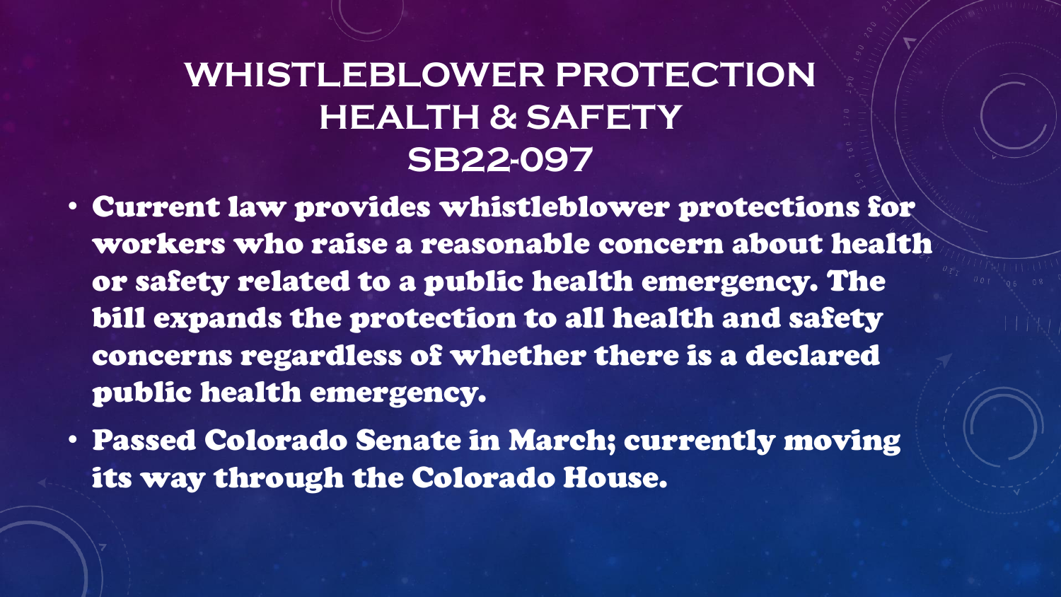# WHISTLEBLOWER PROTECTION HEALTH & SAFETY SB22-097

- Current law provides whistleblower protections for workers who raise a reasonable concern about health or safety related to a public health emergency. The bill expands the protection to all health and safety concerns regardless of whether there is a declared public health emergency.
- Passed Colorado Senate in March; currently moving its way through the Colorado House.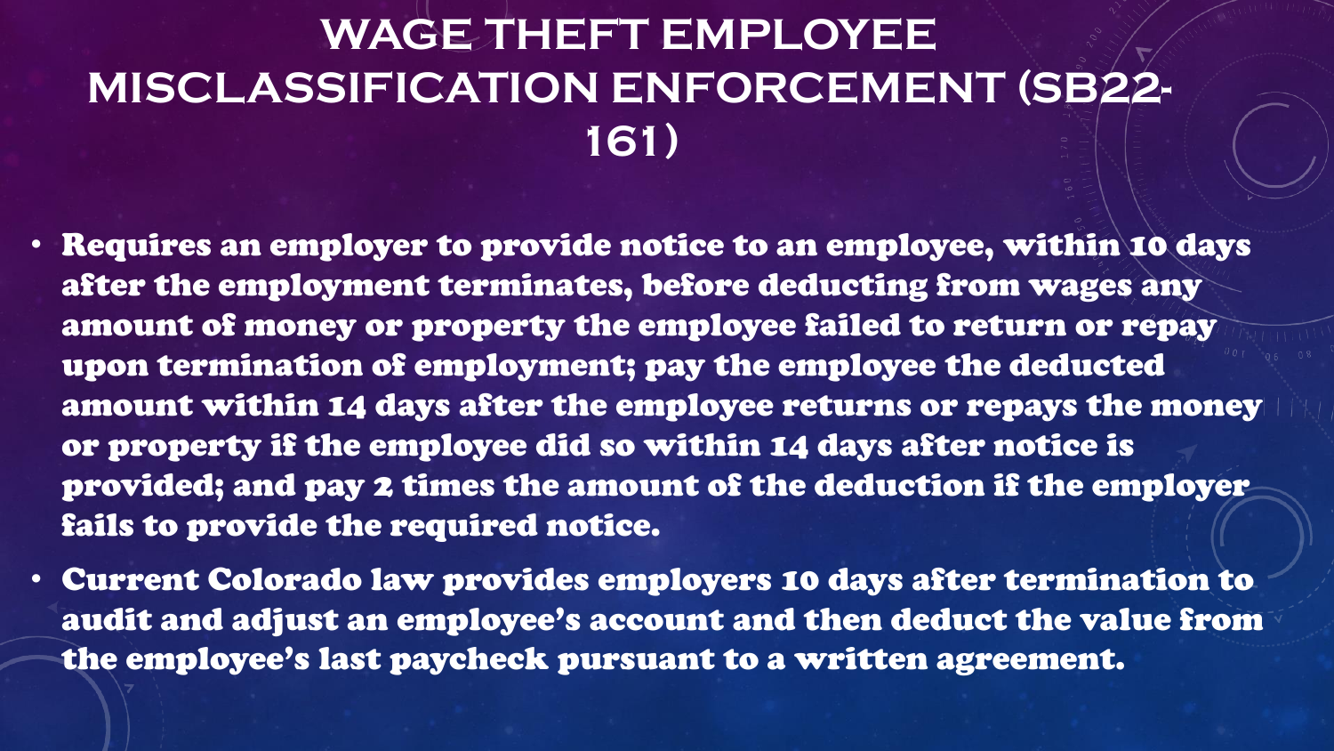# WAGE THEFT EMPLOYEE MISCLASSIFICATION ENFORCEMENT (SB22-161)

- Requires an employer to provide notice to an employee, within 10 days after the employment terminates, before deducting from wages any amount of money or property the employee failed to return or repay upon termination of employment; pay the employee the deducted amount within 14 days after the employee returns or repays the money or property if the employee did so within 14 days after notice is provided; and pay 2 times the amount of the deduction if the employer fails to provide the required notice.
- Current Colorado law provides employers 10 days after termination to audit and adjust an employee's account and then deduct the value from the employee's last paycheck pursuant to a written agreement.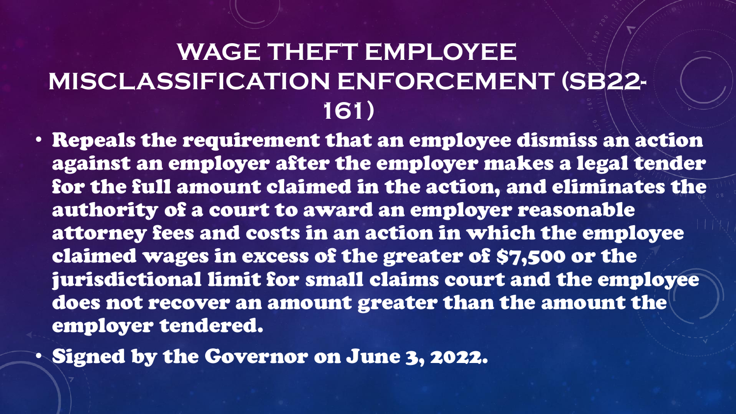# WAGE THEFT EMPLOYEE MISCLASSIFICATION ENFORCEMENT (SB22-161)

- **Repeals the requirement that an employee dismiss an action against an employer after the employer makes a legal tender for the full amount claimed in the action, and eliminates the authority of a court to award an employer reasonable attorney fees and costs in an action in which the employee claimed wages in excess of the greater of $7,500 or the jurisdictional limit for small claims court and the employee does not recover an amount greater than the amount the employer tendered.**
- **Signed by the Governor on June 3, 2022.**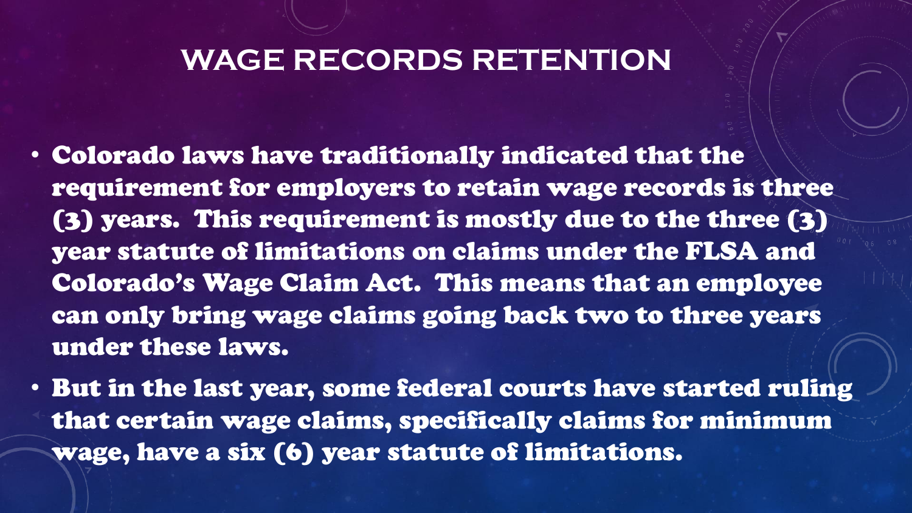# WAGE RECORDS RETENTION

- **Colorado laws have traditionally indicated that the requirement for employers to retain wage records is three (3) years. This requirement is mostly due to the three (3) year statute of limitations on claims under the FLSA and Colorado's Wage Claim Act. This means that an employee can only bring wage claims going back two to three years under these laws.**
- **But in the last year, some federal courts have started ruling that certain wage claims, specifically claims for minimum wage, have a six (6) year statute of limitations.**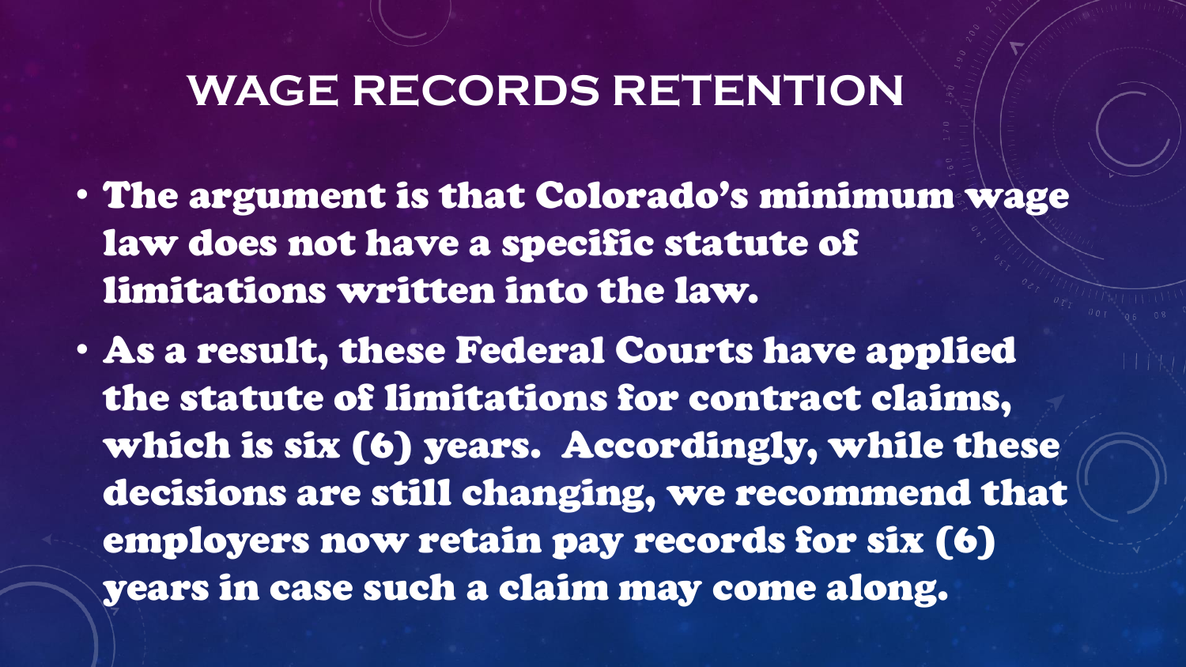# WAGE RECORDS RETENTION

- **The argument is that Colorado's minimum wage law does not have a specific statute of limitations written into the law.**
- **As a result, these Federal Courts have applied the statute of limitations for contract claims, which is six (6) years. Accordingly, while these decisions are still changing, we recommend that employers now retain pay records for six (6) years in case such a claim may come along.**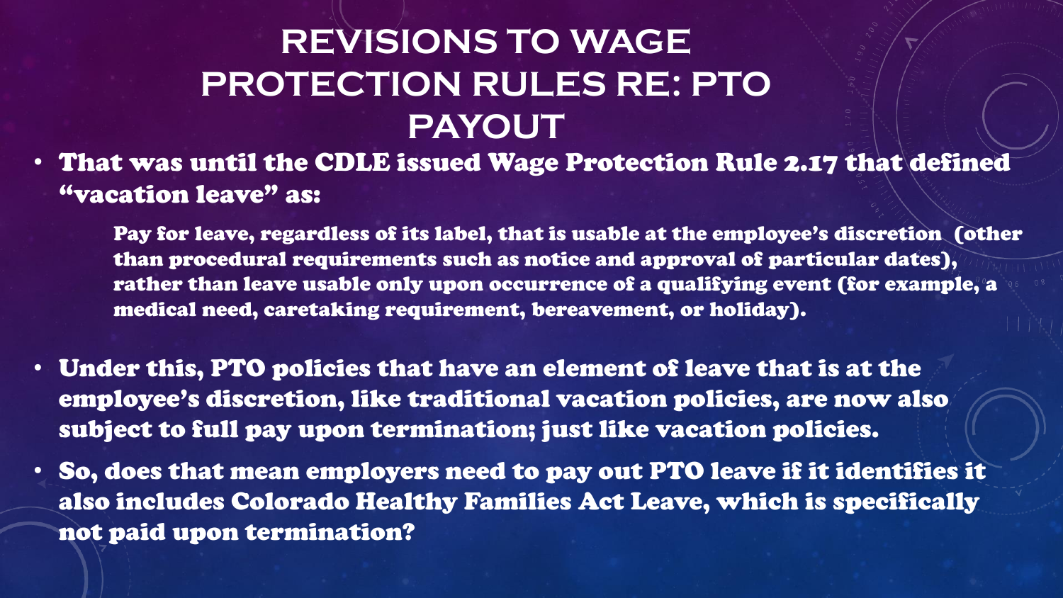# REVISIONS TO WAGE PROTECTION RULES RE: PTO PAYOUT

- **That was until the CDLE issued Wage Protection Rule 2.17 that defined "vacation leave" as:**

  > **Pay for leave, regardless of its label, that is usable at the employee's discretion (other than procedural requirements such as notice and approval of particular dates), rather than leave usable only upon occurrence of a qualifying event (for example, a medical need, caretaking requirement, bereavement, or holiday).**

- **Under this, PTO policies that have an element of leave that is at the employee's discretion, like traditional vacation policies, are now also subject to full pay upon termination; just like vacation policies.**
- **So, does that mean employers need to pay out PTO leave if it identifies it also includes Colorado Healthy Families Act Leave, which is specifically not paid upon termination?**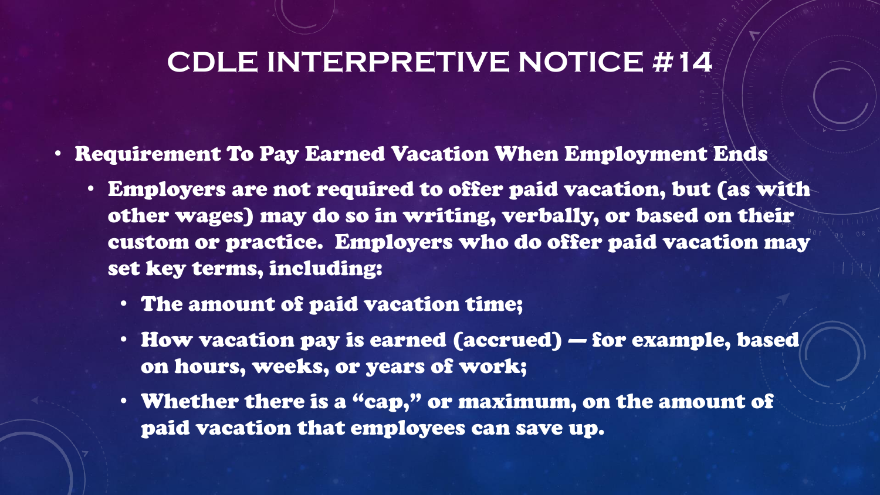# CDLE INTERPRETIVE NOTICE #14

- **Requirement To Pay Earned Vacation When Employment Ends**
  - **Employers are not required to offer paid vacation, but (as with other wages) may do so in writing, verbally, or based on their custom or practice. Employers who do offer paid vacation may set key terms, including:**
    - **The amount of paid vacation time;**
    - **How vacation pay is earned (accrued) — for example, based on hours, weeks, or years of work;**
    - **Whether there is a "cap," or maximum, on the amount of paid vacation that employees can save up.**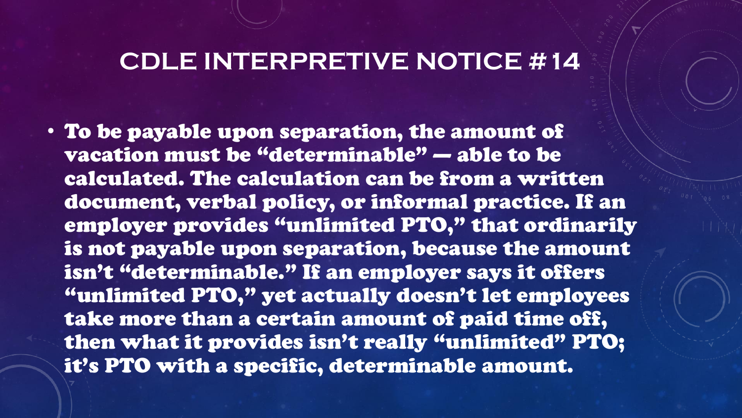# CDLE INTERPRETIVE NOTICE #14

- To be payable upon separation, the amount of vacation must be "determinable" — able to be calculated. The calculation can be from a written document, verbal policy, or informal practice. If an employer provides "unlimited PTO," that ordinarily is not payable upon separation, because the amount isn't "determinable." If an employer says it offers "unlimited PTO," yet actually doesn't let employees take more than a certain amount of paid time off, then what it provides isn't really "unlimited" PTO; it's PTO with a specific, determinable amount.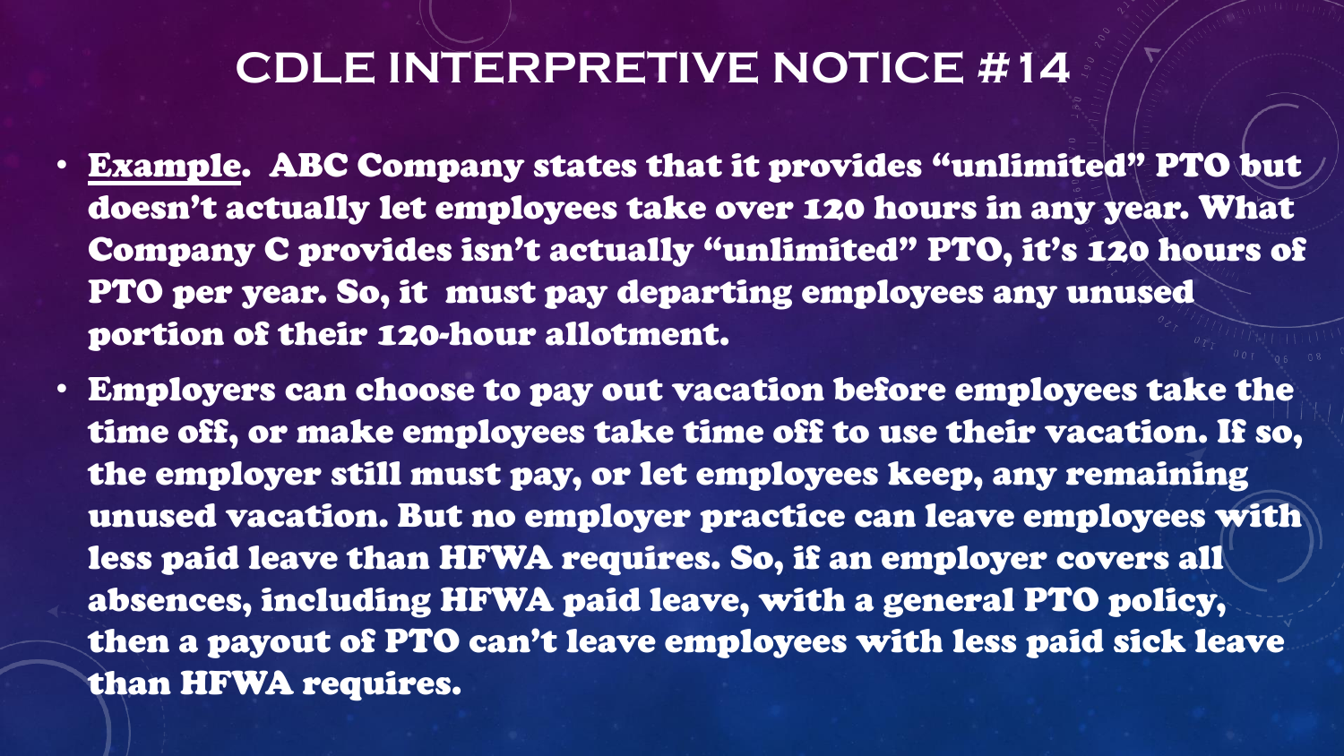# CDLE INTERPRETIVE NOTICE #14

- **Example.** ABC Company states that it provides "unlimited" PTO but doesn't actually let employees take over 120 hours in any year. What Company C provides isn't actually "unlimited" PTO, it's 120 hours of PTO per year. So, it must pay departing employees any unused portion of their 120-hour allotment.
- Employers can choose to pay out vacation before employees take the time off, or make employees take time off to use their vacation. If so, the employer still must pay, or let employees keep, any remaining unused vacation. But no employer practice can leave employees with less paid leave than HFWA requires. So, if an employer covers all absences, including HFWA paid leave, with a general PTO policy, then a payout of PTO can't leave employees with less paid sick leave than HFWA requires.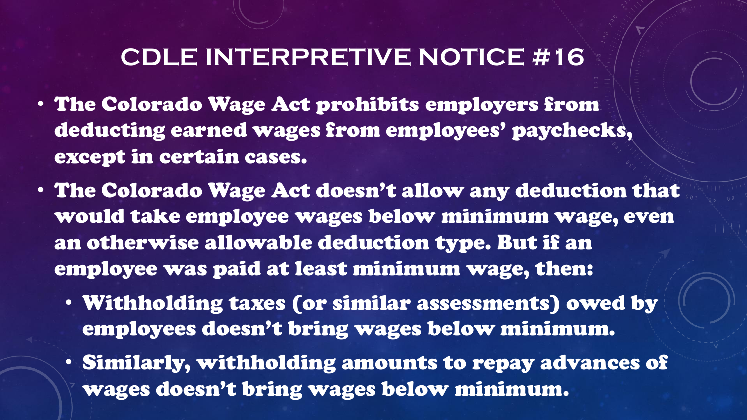# CDLE INTERPRETIVE NOTICE #16

- The Colorado Wage Act prohibits employers from deducting earned wages from employees' paychecks, except in certain cases.
- The Colorado Wage Act doesn't allow any deduction that would take employee wages below minimum wage, even an otherwise allowable deduction type. But if an employee was paid at least minimum wage, then:
  - Withholding taxes (or similar assessments) owed by employees doesn't bring wages below minimum.
  - Similarly, withholding amounts to repay advances of wages doesn't bring wages below minimum.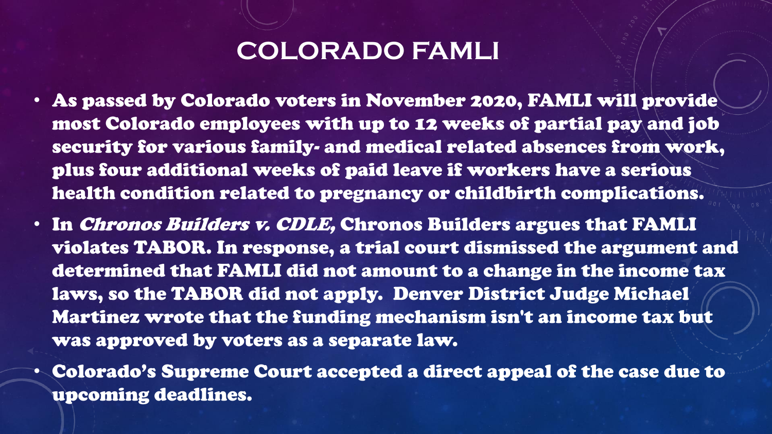# COLORADO FAMLI

- As passed by Colorado voters in November 2020, FAMLI will provide most Colorado employees with up to 12 weeks of partial pay and job security for various family- and medical related absences from work, plus four additional weeks of paid leave if workers have a serious health condition related to pregnancy or childbirth complications.
- In *Chronos Builders v. CDLE,* Chronos Builders argues that FAMLI violates TABOR. In response, a trial court dismissed the argument and determined that FAMLI did not amount to a change in the income tax laws, so the TABOR did not apply. Denver District Judge Michael Martinez wrote that the funding mechanism isn't an income tax but was approved by voters as a separate law.
- Colorado's Supreme Court accepted a direct appeal of the case due to upcoming deadlines.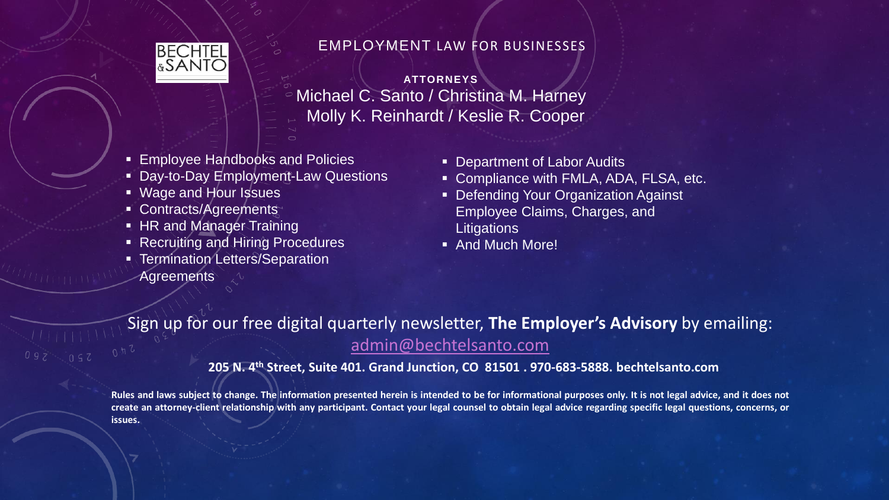BECHTEL & SANTO

# EMPLOYMENT LAW FOR BUSINESSES

**ATTORNEYS**

Michael C. Santo / Christina M. Harney
Molly K. Reinhardt / Keslie R. Cooper

- Employee Handbooks and Policies
- Day-to-Day Employment-Law Questions
- Wage and Hour Issues
- Contracts/Agreements
- HR and Manager Training
- Recruiting and Hiring Procedures
- Termination Letters/Separation Agreements
- Department of Labor Audits
- Compliance with FMLA, ADA, FLSA, etc.
- Defending Your Organization Against Employee Claims, Charges, and Litigations
- And Much More!

Sign up for our free digital quarterly newsletter, **The Employer's Advisory** by emailing: admin@bechtelsanto.com

**205 N. 4th Street, Suite 401. Grand Junction, CO 81501 . 970-683-5888. bechtelsanto.com**

**Rules and laws subject to change. The information presented herein is intended to be for informational purposes only. It is not legal advice, and it does not create an attorney-client relationship with any participant. Contact your legal counsel to obtain legal advice regarding specific legal questions, concerns, or issues.**